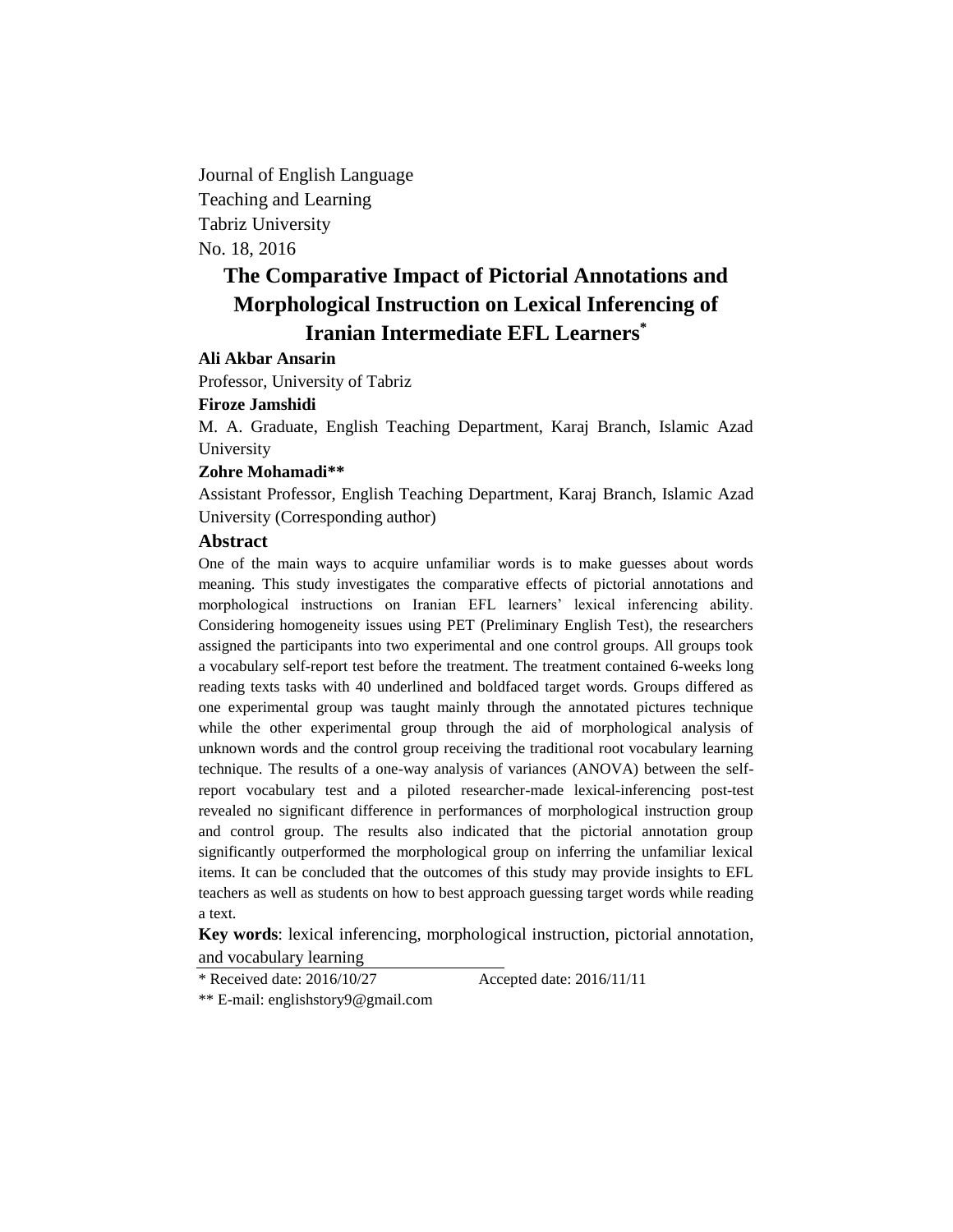Journal of English Language
Teaching and Learning
Tabriz University
No. 18, 2016

# The Comparative Impact of Pictorial Annotations and Morphological Instruction on Lexical Inferencing of Iranian Intermediate EFL Learners*

**Ali Akbar Ansarin**

Professor, University of Tabriz

**Firoze Jamshidi**

M. A. Graduate, English Teaching Department, Karaj Branch, Islamic Azad University

**Zohre Mohamadi****

Assistant Professor, English Teaching Department, Karaj Branch, Islamic Azad University (Corresponding author)

## Abstract

One of the main ways to acquire unfamiliar words is to make guesses about words meaning. This study investigates the comparative effects of pictorial annotations and morphological instructions on Iranian EFL learners' lexical inferencing ability. Considering homogeneity issues using PET (Preliminary English Test), the researchers assigned the participants into two experimental and one control groups. All groups took a vocabulary self-report test before the treatment. The treatment contained 6-weeks long reading texts tasks with 40 underlined and boldfaced target words. Groups differed as one experimental group was taught mainly through the annotated pictures technique while the other experimental group through the aid of morphological analysis of unknown words and the control group receiving the traditional root vocabulary learning technique. The results of a one-way analysis of variances (ANOVA) between the self-report vocabulary test and a piloted researcher-made lexical-inferencing post-test revealed no significant difference in performances of morphological instruction group and control group. The results also indicated that the pictorial annotation group significantly outperformed the morphological group on inferring the unfamiliar lexical items. It can be concluded that the outcomes of this study may provide insights to EFL teachers as well as students on how to best approach guessing target words while reading a text.

**Key words**: lexical inferencing, morphological instruction, pictorial annotation, and vocabulary learning

* Received date: 2016/10/27 Accepted date: 2016/11/11

** E-mail: englishstory9@gmail.com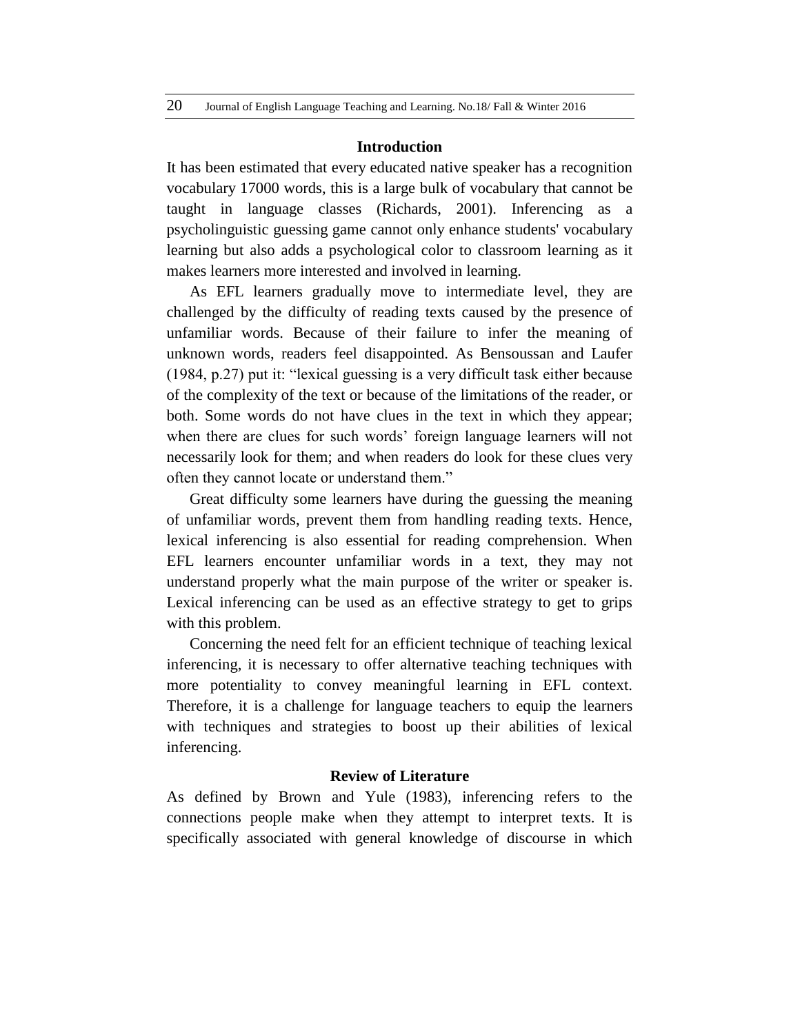## Introduction

It has been estimated that every educated native speaker has a recognition vocabulary 17000 words, this is a large bulk of vocabulary that cannot be taught in language classes (Richards, 2001). Inferencing as a psycholinguistic guessing game cannot only enhance students' vocabulary learning but also adds a psychological color to classroom learning as it makes learners more interested and involved in learning.

As EFL learners gradually move to intermediate level, they are challenged by the difficulty of reading texts caused by the presence of unfamiliar words. Because of their failure to infer the meaning of unknown words, readers feel disappointed. As Bensoussan and Laufer (1984, p.27) put it: "lexical guessing is a very difficult task either because of the complexity of the text or because of the limitations of the reader, or both. Some words do not have clues in the text in which they appear; when there are clues for such words' foreign language learners will not necessarily look for them; and when readers do look for these clues very often they cannot locate or understand them."

Great difficulty some learners have during the guessing the meaning of unfamiliar words, prevent them from handling reading texts. Hence, lexical inferencing is also essential for reading comprehension. When EFL learners encounter unfamiliar words in a text, they may not understand properly what the main purpose of the writer or speaker is. Lexical inferencing can be used as an effective strategy to get to grips with this problem.

Concerning the need felt for an efficient technique of teaching lexical inferencing, it is necessary to offer alternative teaching techniques with more potentiality to convey meaningful learning in EFL context. Therefore, it is a challenge for language teachers to equip the learners with techniques and strategies to boost up their abilities of lexical inferencing.

## Review of Literature

As defined by Brown and Yule (1983), inferencing refers to the connections people make when they attempt to interpret texts. It is specifically associated with general knowledge of discourse in which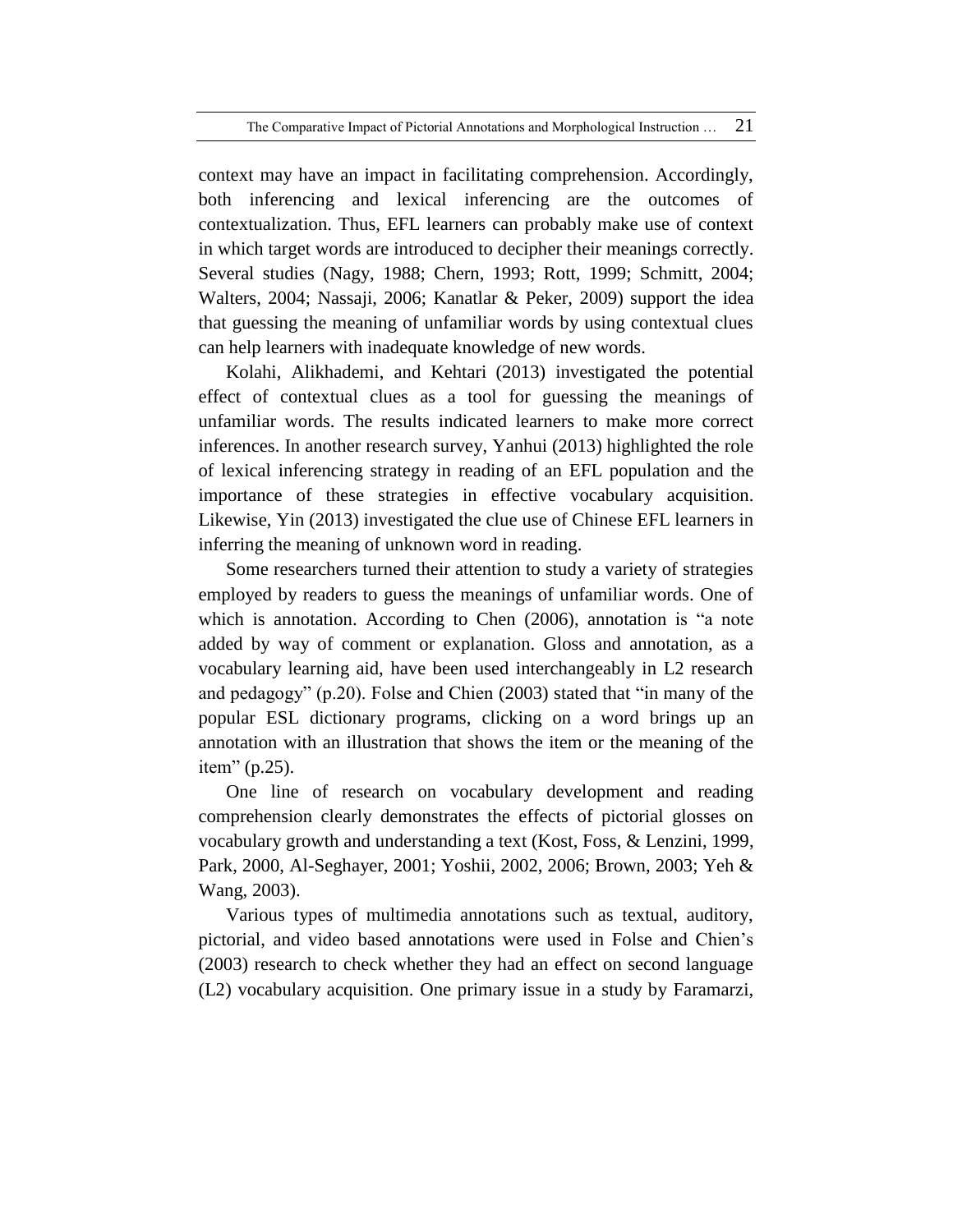context may have an impact in facilitating comprehension. Accordingly, both inferencing and lexical inferencing are the outcomes of contextualization. Thus, EFL learners can probably make use of context in which target words are introduced to decipher their meanings correctly. Several studies (Nagy, 1988; Chern, 1993; Rott, 1999; Schmitt, 2004; Walters, 2004; Nassaji, 2006; Kanatlar & Peker, 2009) support the idea that guessing the meaning of unfamiliar words by using contextual clues can help learners with inadequate knowledge of new words.

Kolahi, Alikhademi, and Kehtari (2013) investigated the potential effect of contextual clues as a tool for guessing the meanings of unfamiliar words. The results indicated learners to make more correct inferences. In another research survey, Yanhui (2013) highlighted the role of lexical inferencing strategy in reading of an EFL population and the importance of these strategies in effective vocabulary acquisition. Likewise, Yin (2013) investigated the clue use of Chinese EFL learners in inferring the meaning of unknown word in reading.

Some researchers turned their attention to study a variety of strategies employed by readers to guess the meanings of unfamiliar words. One of which is annotation. According to Chen (2006), annotation is "a note added by way of comment or explanation. Gloss and annotation, as a vocabulary learning aid, have been used interchangeably in L2 research and pedagogy" (p.20). Folse and Chien (2003) stated that "in many of the popular ESL dictionary programs, clicking on a word brings up an annotation with an illustration that shows the item or the meaning of the item" (p.25).

One line of research on vocabulary development and reading comprehension clearly demonstrates the effects of pictorial glosses on vocabulary growth and understanding a text (Kost, Foss, & Lenzini, 1999, Park, 2000, Al-Seghayer, 2001; Yoshii, 2002, 2006; Brown, 2003; Yeh & Wang, 2003).

Various types of multimedia annotations such as textual, auditory, pictorial, and video based annotations were used in Folse and Chien's (2003) research to check whether they had an effect on second language (L2) vocabulary acquisition. One primary issue in a study by Faramarzi,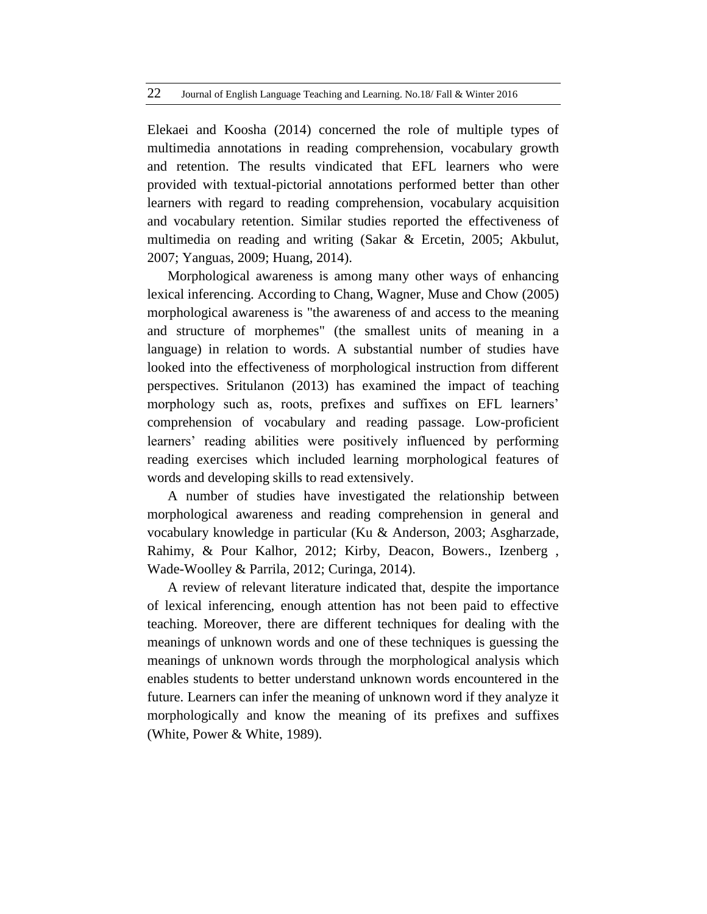Elekaei and Koosha (2014) concerned the role of multiple types of multimedia annotations in reading comprehension, vocabulary growth and retention. The results vindicated that EFL learners who were provided with textual-pictorial annotations performed better than other learners with regard to reading comprehension, vocabulary acquisition and vocabulary retention. Similar studies reported the effectiveness of multimedia on reading and writing (Sakar & Ercetin, 2005; Akbulut, 2007; Yanguas, 2009; Huang, 2014).

Morphological awareness is among many other ways of enhancing lexical inferencing. According to Chang, Wagner, Muse and Chow (2005) morphological awareness is "the awareness of and access to the meaning and structure of morphemes" (the smallest units of meaning in a language) in relation to words. A substantial number of studies have looked into the effectiveness of morphological instruction from different perspectives. Sritulanon (2013) has examined the impact of teaching morphology such as, roots, prefixes and suffixes on EFL learners' comprehension of vocabulary and reading passage. Low-proficient learners' reading abilities were positively influenced by performing reading exercises which included learning morphological features of words and developing skills to read extensively.

A number of studies have investigated the relationship between morphological awareness and reading comprehension in general and vocabulary knowledge in particular (Ku & Anderson, 2003; Asgharzade, Rahimy, & Pour Kalhor, 2012; Kirby, Deacon, Bowers., Izenberg , Wade-Woolley & Parrila, 2012; Curinga, 2014).

A review of relevant literature indicated that, despite the importance of lexical inferencing, enough attention has not been paid to effective teaching. Moreover, there are different techniques for dealing with the meanings of unknown words and one of these techniques is guessing the meanings of unknown words through the morphological analysis which enables students to better understand unknown words encountered in the future. Learners can infer the meaning of unknown word if they analyze it morphologically and know the meaning of its prefixes and suffixes (White, Power & White, 1989).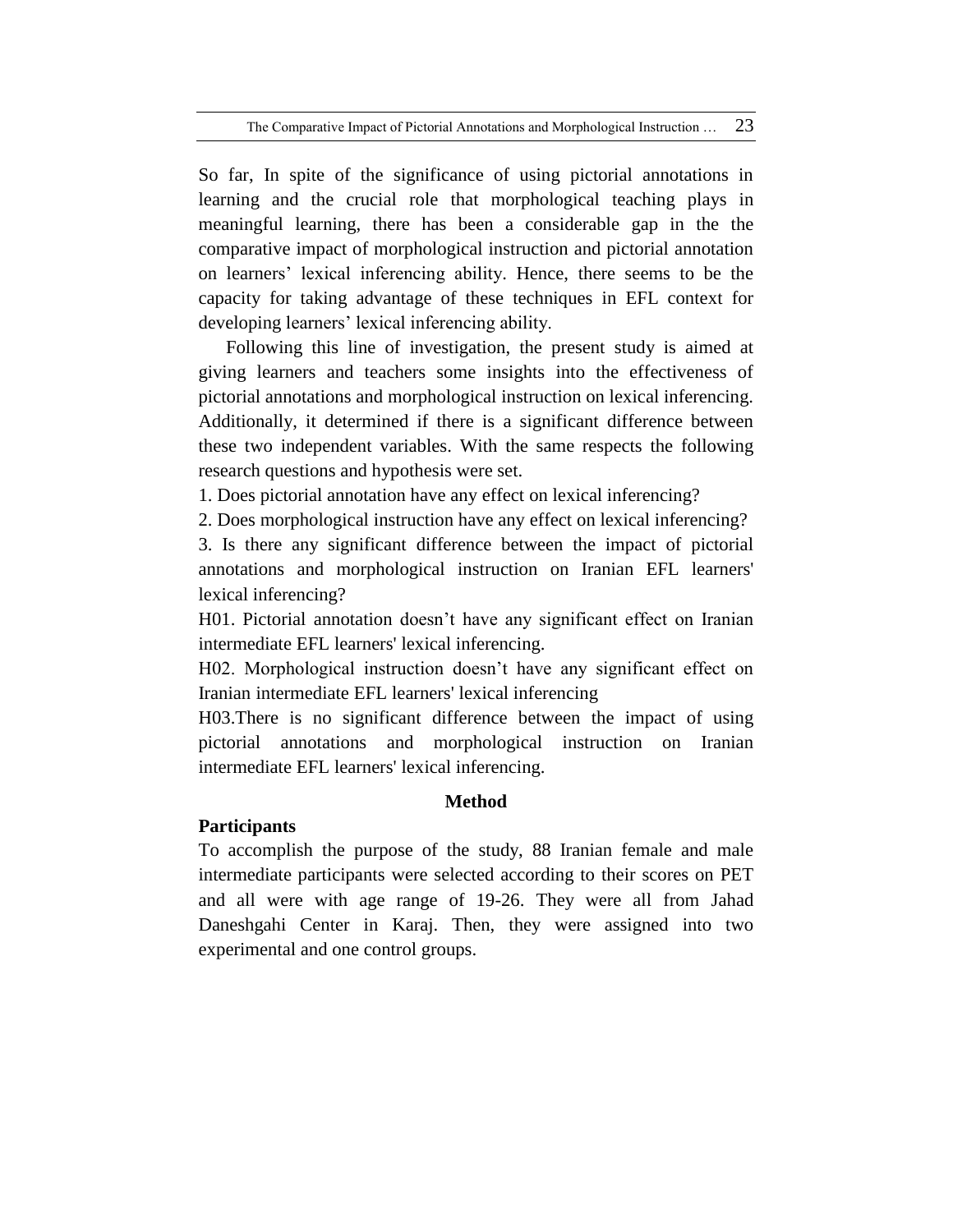So far, In spite of the significance of using pictorial annotations in learning and the crucial role that morphological teaching plays in meaningful learning, there has been a considerable gap in the the comparative impact of morphological instruction and pictorial annotation on learners' lexical inferencing ability. Hence, there seems to be the capacity for taking advantage of these techniques in EFL context for developing learners' lexical inferencing ability.

Following this line of investigation, the present study is aimed at giving learners and teachers some insights into the effectiveness of pictorial annotations and morphological instruction on lexical inferencing. Additionally, it determined if there is a significant difference between these two independent variables. With the same respects the following research questions and hypothesis were set.

1. Does pictorial annotation have any effect on lexical inferencing?
2. Does morphological instruction have any effect on lexical inferencing?
3. Is there any significant difference between the impact of pictorial annotations and morphological instruction on Iranian EFL learners' lexical inferencing?

H01. Pictorial annotation doesn't have any significant effect on Iranian intermediate EFL learners' lexical inferencing.

H02. Morphological instruction doesn't have any significant effect on Iranian intermediate EFL learners' lexical inferencing

H03.There is no significant difference between the impact of using pictorial annotations and morphological instruction on Iranian intermediate EFL learners' lexical inferencing.

## Method

### Participants

To accomplish the purpose of the study, 88 Iranian female and male intermediate participants were selected according to their scores on PET and all were with age range of 19-26. They were all from Jahad Daneshgahi Center in Karaj. Then, they were assigned into two experimental and one control groups.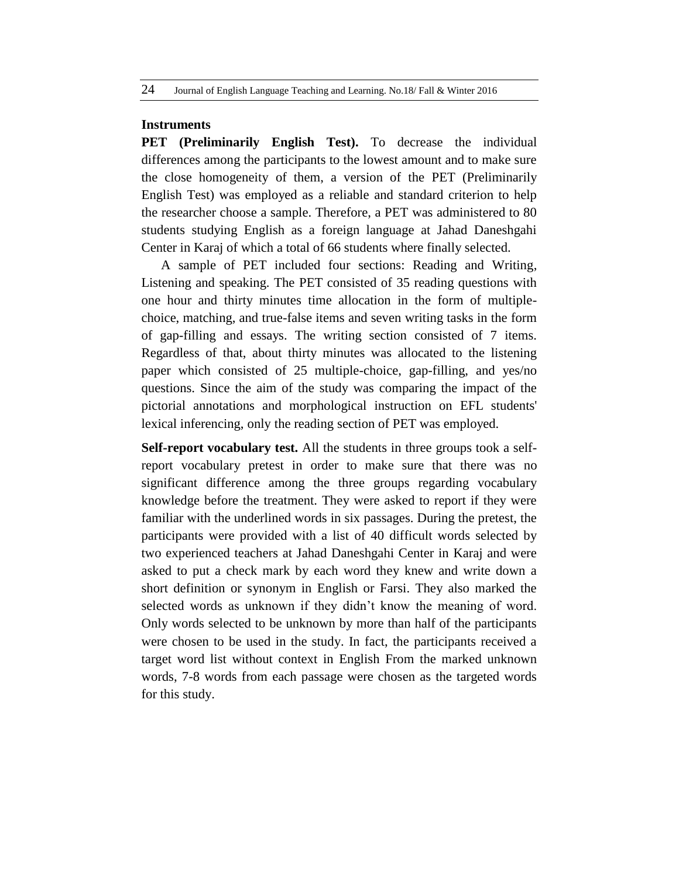## Instruments

**PET (Preliminarily English Test).** To decrease the individual differences among the participants to the lowest amount and to make sure the close homogeneity of them, a version of the PET (Preliminarily English Test) was employed as a reliable and standard criterion to help the researcher choose a sample. Therefore, a PET was administered to 80 students studying English as a foreign language at Jahad Daneshgahi Center in Karaj of which a total of 66 students where finally selected.

A sample of PET included four sections: Reading and Writing, Listening and speaking. The PET consisted of 35 reading questions with one hour and thirty minutes time allocation in the form of multiple-choice, matching, and true-false items and seven writing tasks in the form of gap-filling and essays. The writing section consisted of 7 items. Regardless of that, about thirty minutes was allocated to the listening paper which consisted of 25 multiple-choice, gap-filling, and yes/no questions. Since the aim of the study was comparing the impact of the pictorial annotations and morphological instruction on EFL students' lexical inferencing, only the reading section of PET was employed.

**Self-report vocabulary test.** All the students in three groups took a self-report vocabulary pretest in order to make sure that there was no significant difference among the three groups regarding vocabulary knowledge before the treatment. They were asked to report if they were familiar with the underlined words in six passages. During the pretest, the participants were provided with a list of 40 difficult words selected by two experienced teachers at Jahad Daneshgahi Center in Karaj and were asked to put a check mark by each word they knew and write down a short definition or synonym in English or Farsi. They also marked the selected words as unknown if they didn't know the meaning of word. Only words selected to be unknown by more than half of the participants were chosen to be used in the study. In fact, the participants received a target word list without context in English From the marked unknown words, 7-8 words from each passage were chosen as the targeted words for this study.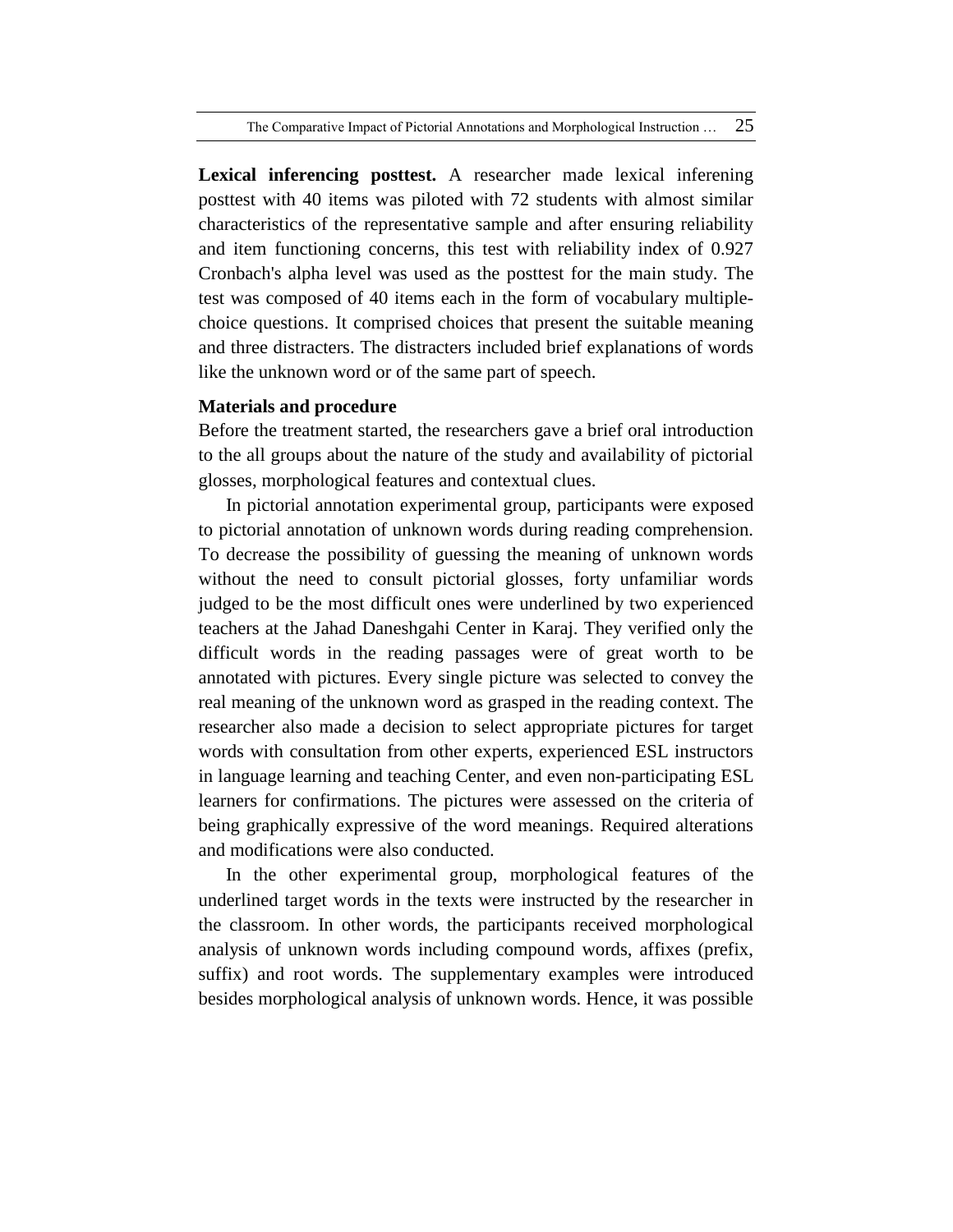**Lexical inferencing posttest.** A researcher made lexical inferening posttest with 40 items was piloted with 72 students with almost similar characteristics of the representative sample and after ensuring reliability and item functioning concerns, this test with reliability index of 0.927 Cronbach's alpha level was used as the posttest for the main study. The test was composed of 40 items each in the form of vocabulary multiple-choice questions. It comprised choices that present the suitable meaning and three distracters. The distracters included brief explanations of words like the unknown word or of the same part of speech.

**Materials and procedure**

Before the treatment started, the researchers gave a brief oral introduction to the all groups about the nature of the study and availability of pictorial glosses, morphological features and contextual clues.

In pictorial annotation experimental group, participants were exposed to pictorial annotation of unknown words during reading comprehension. To decrease the possibility of guessing the meaning of unknown words without the need to consult pictorial glosses, forty unfamiliar words judged to be the most difficult ones were underlined by two experienced teachers at the Jahad Daneshgahi Center in Karaj. They verified only the difficult words in the reading passages were of great worth to be annotated with pictures. Every single picture was selected to convey the real meaning of the unknown word as grasped in the reading context. The researcher also made a decision to select appropriate pictures for target words with consultation from other experts, experienced ESL instructors in language learning and teaching Center, and even non-participating ESL learners for confirmations. The pictures were assessed on the criteria of being graphically expressive of the word meanings. Required alterations and modifications were also conducted.

In the other experimental group, morphological features of the underlined target words in the texts were instructed by the researcher in the classroom. In other words, the participants received morphological analysis of unknown words including compound words, affixes (prefix, suffix) and root words. The supplementary examples were introduced besides morphological analysis of unknown words. Hence, it was possible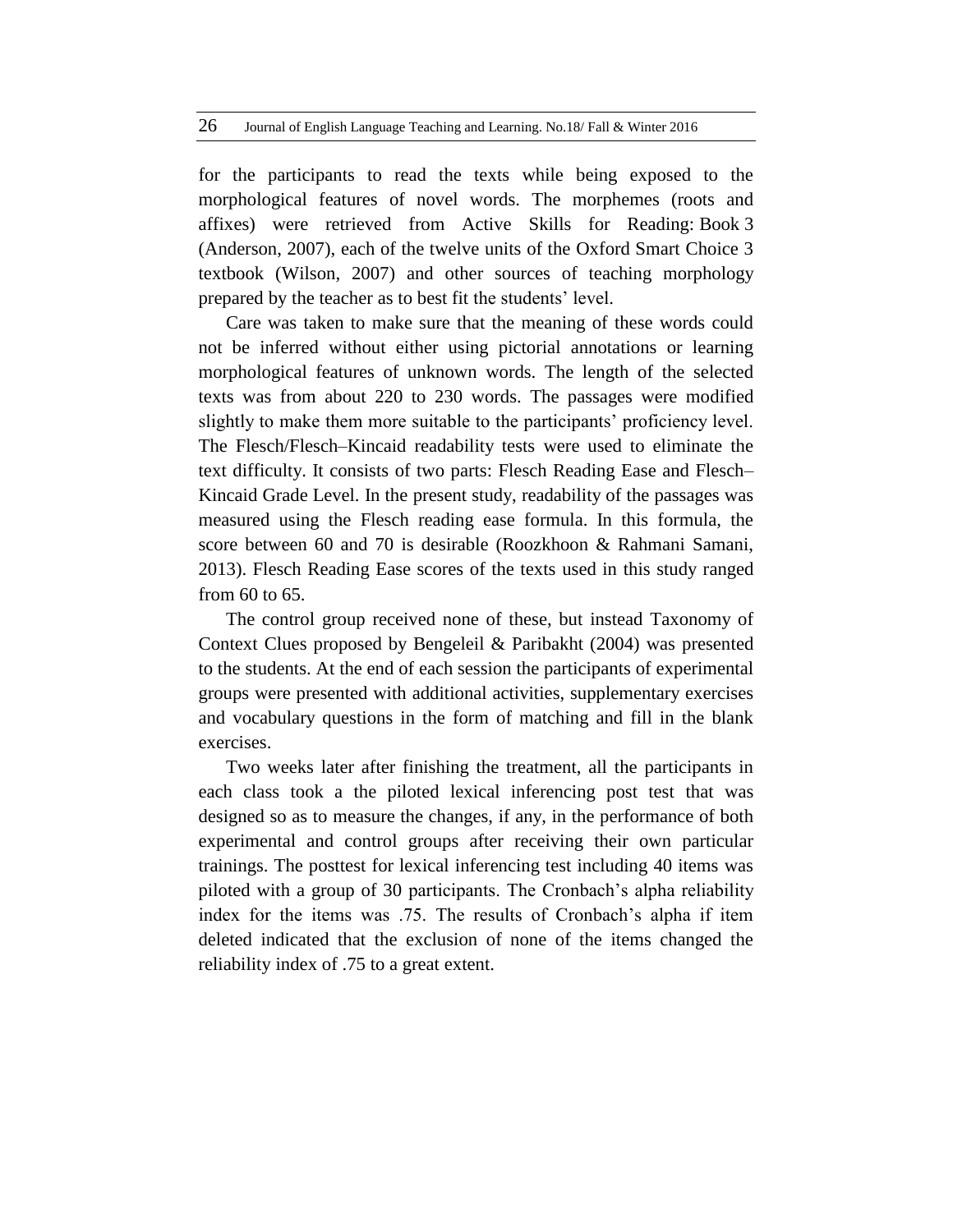for the participants to read the texts while being exposed to the morphological features of novel words. The morphemes (roots and affixes) were retrieved from Active Skills for Reading: Book 3 (Anderson, 2007), each of the twelve units of the Oxford Smart Choice 3 textbook (Wilson, 2007) and other sources of teaching morphology prepared by the teacher as to best fit the students' level.

Care was taken to make sure that the meaning of these words could not be inferred without either using pictorial annotations or learning morphological features of unknown words. The length of the selected texts was from about 220 to 230 words. The passages were modified slightly to make them more suitable to the participants' proficiency level. The Flesch/Flesch–Kincaid readability tests were used to eliminate the text difficulty. It consists of two parts: Flesch Reading Ease and Flesch–Kincaid Grade Level. In the present study, readability of the passages was measured using the Flesch reading ease formula. In this formula, the score between 60 and 70 is desirable (Roozkhoon & Rahmani Samani, 2013). Flesch Reading Ease scores of the texts used in this study ranged from 60 to 65.

The control group received none of these, but instead Taxonomy of Context Clues proposed by Bengeleil & Paribakht (2004) was presented to the students. At the end of each session the participants of experimental groups were presented with additional activities, supplementary exercises and vocabulary questions in the form of matching and fill in the blank exercises.

Two weeks later after finishing the treatment, all the participants in each class took a the piloted lexical inferencing post test that was designed so as to measure the changes, if any, in the performance of both experimental and control groups after receiving their own particular trainings. The posttest for lexical inferencing test including 40 items was piloted with a group of 30 participants. The Cronbach's alpha reliability index for the items was .75. The results of Cronbach's alpha if item deleted indicated that the exclusion of none of the items changed the reliability index of .75 to a great extent.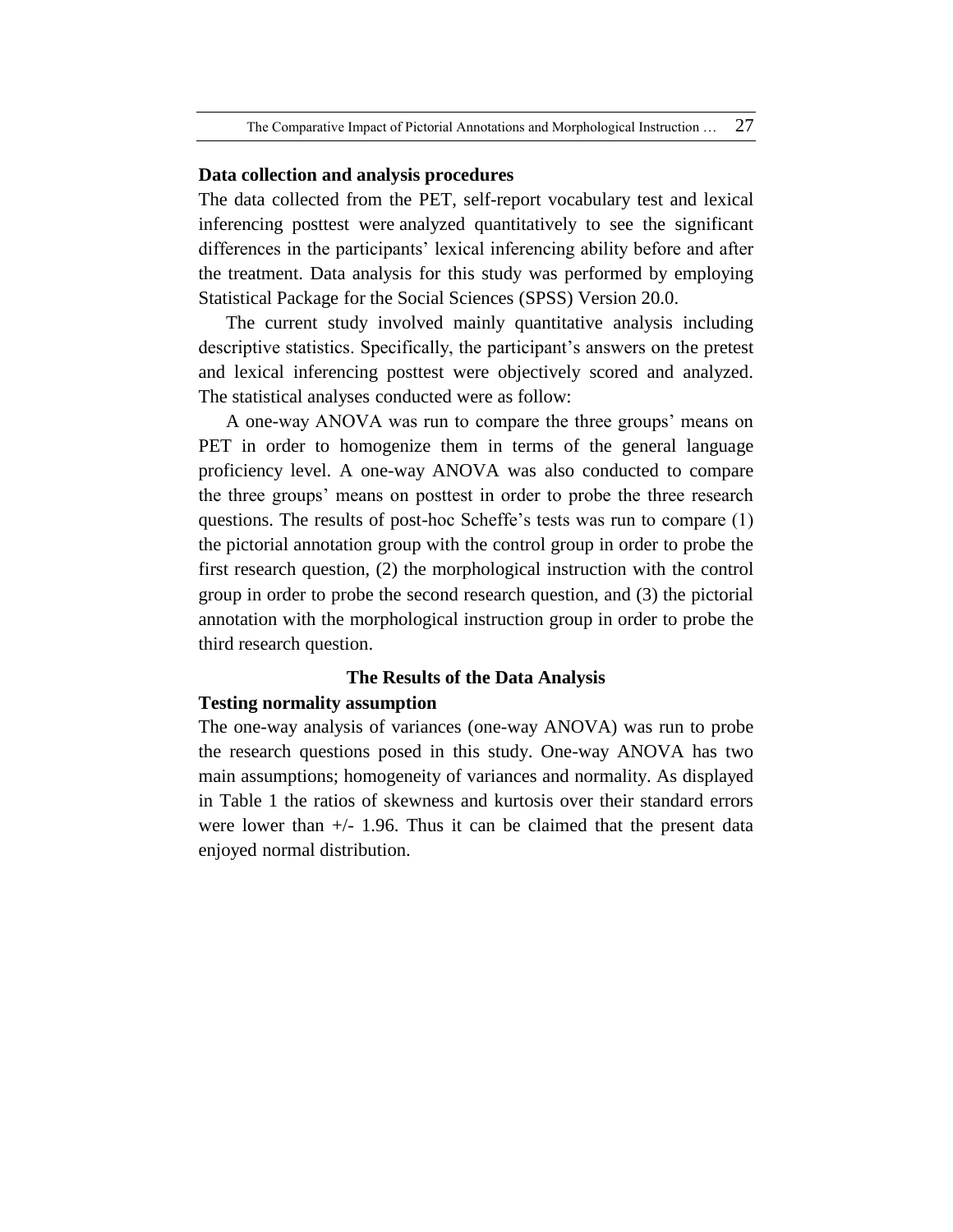### Data collection and analysis procedures

The data collected from the PET, self-report vocabulary test and lexical inferencing posttest were analyzed quantitatively to see the significant differences in the participants' lexical inferencing ability before and after the treatment. Data analysis for this study was performed by employing Statistical Package for the Social Sciences (SPSS) Version 20.0.

The current study involved mainly quantitative analysis including descriptive statistics. Specifically, the participant's answers on the pretest and lexical inferencing posttest were objectively scored and analyzed. The statistical analyses conducted were as follow:

A one-way ANOVA was run to compare the three groups' means on PET in order to homogenize them in terms of the general language proficiency level. A one-way ANOVA was also conducted to compare the three groups' means on posttest in order to probe the three research questions. The results of post-hoc Scheffe's tests was run to compare (1) the pictorial annotation group with the control group in order to probe the first research question, (2) the morphological instruction with the control group in order to probe the second research question, and (3) the pictorial annotation with the morphological instruction group in order to probe the third research question.

## The Results of the Data Analysis

### Testing normality assumption

The one-way analysis of variances (one-way ANOVA) was run to probe the research questions posed in this study. One-way ANOVA has two main assumptions; homogeneity of variances and normality. As displayed in Table 1 the ratios of skewness and kurtosis over their standard errors were lower than +/- 1.96. Thus it can be claimed that the present data enjoyed normal distribution.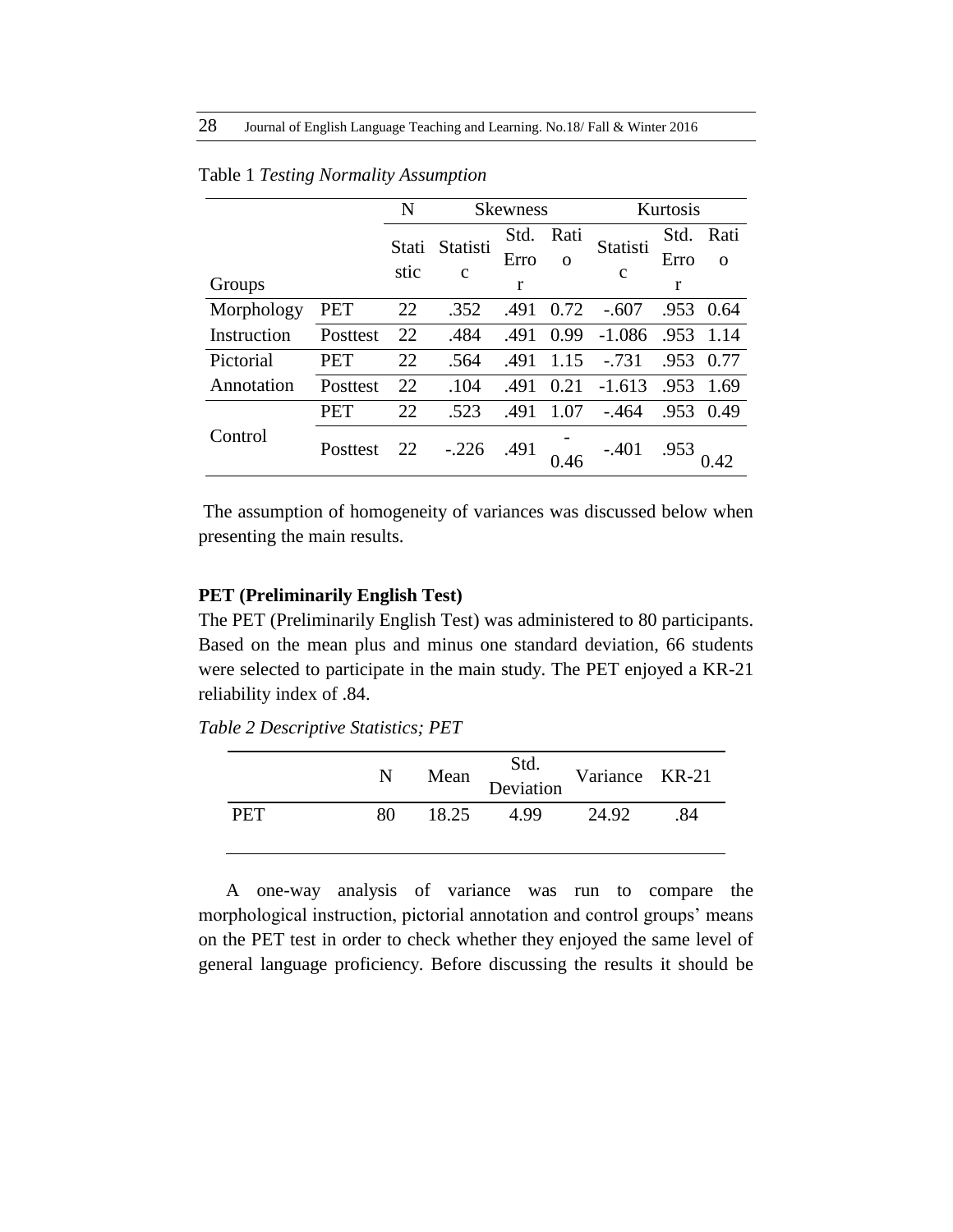Table 1 *Testing Normality Assumption*

| Groups | | N | Skewness | | | Kurtosis | | |
|---|---|---|---|---|---|---|---|---|
| | | Statistic | Statistic | Std. Error | Ratio | Statistic | Std. Error | Ratio |
| Morphology Instruction | PET | 22 | .352 | .491 | 0.72 | -.607 | .953 | 0.64 |
| | Posttest | 22 | .484 | .491 | 0.99 | -1.086 | .953 | 1.14 |
| Pictorial Annotation | PET | 22 | .564 | .491 | 1.15 | -.731 | .953 | 0.77 |
| | Posttest | 22 | .104 | .491 | 0.21 | -1.613 | .953 | 1.69 |
| Control | PET | 22 | .523 | .491 | 1.07 | -.464 | .953 | 0.49 |
| | Posttest | 22 | -.226 | .491 | -0.46 | -.401 | .953 | 0.42 |

The assumption of homogeneity of variances was discussed below when presenting the main results.

**PET (Preliminarily English Test)**

The PET (Preliminarily English Test) was administered to 80 participants. Based on the mean plus and minus one standard deviation, 66 students were selected to participate in the main study. The PET enjoyed a KR-21 reliability index of .84.

*Table 2 Descriptive Statistics; PET*

| | N | Mean | Std. Deviation | Variance | KR-21 |
|---|---|---|---|---|---|
| PET | 80 | 18.25 | 4.99 | 24.92 | .84 |

A one-way analysis of variance was run to compare the morphological instruction, pictorial annotation and control groups' means on the PET test in order to check whether they enjoyed the same level of general language proficiency. Before discussing the results it should be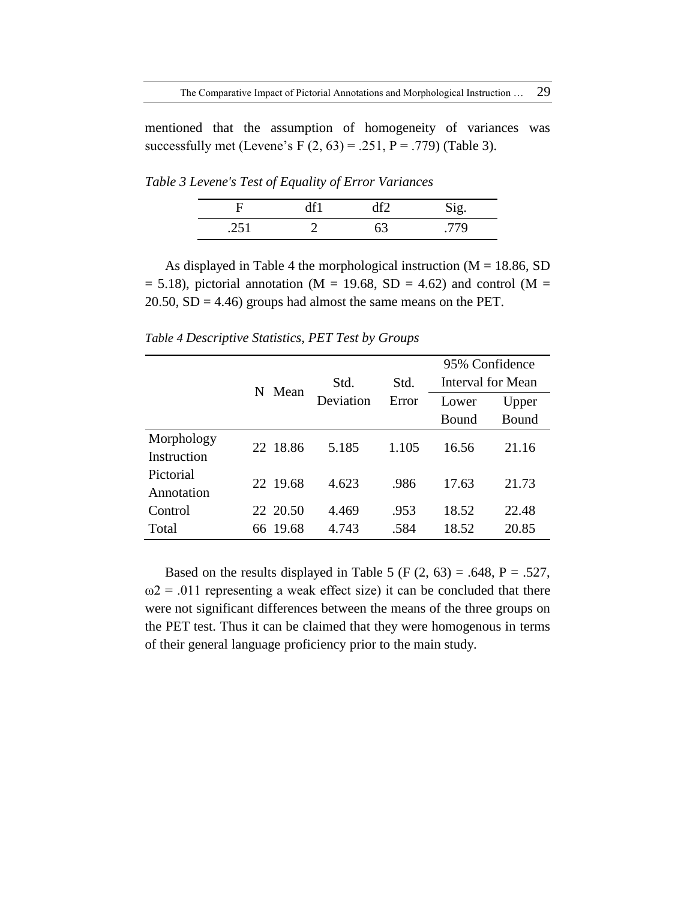mentioned that the assumption of homogeneity of variances was successfully met (Levene's $F(2, 63) = .251$, $P = .779$) (Table 3).

*Table 3 Levene's Test of Equality of Error Variances*

| F | df1 | df2 | Sig. |
|---|---|---|---|
| .251 | 2 | 63 | .779 |

As displayed in Table 4 the morphological instruction ($M = 18.86$, $SD = 5.18$), pictorial annotation ($M = 19.68$, $SD = 4.62$) and control ($M = 20.50$, $SD = 4.46$) groups had almost the same means on the PET.

*Table 4 Descriptive Statistics, PET Test by Groups*

| | N | Mean | Std. Deviation | Std. Error | 95% Confidence Interval for Mean | |
|---|---|---|---|---|---|---|
| | | | | | Lower Bound | Upper Bound |
| Morphology Instruction | 22 | 18.86 | 5.185 | 1.105 | 16.56 | 21.16 |
| Pictorial Annotation | 22 | 19.68 | 4.623 | .986 | 17.63 | 21.73 |
| Control | 22 | 20.50 | 4.469 | .953 | 18.52 | 22.48 |
| Total | 66 | 19.68 | 4.743 | .584 | 18.52 | 20.85 |

Based on the results displayed in Table 5 ($F(2, 63) = .648$, $P = .527$, $\omega^2 = .011$ representing a weak effect size) it can be concluded that there were not significant differences between the means of the three groups on the PET test. Thus it can be claimed that they were homogenous in terms of their general language proficiency prior to the main study.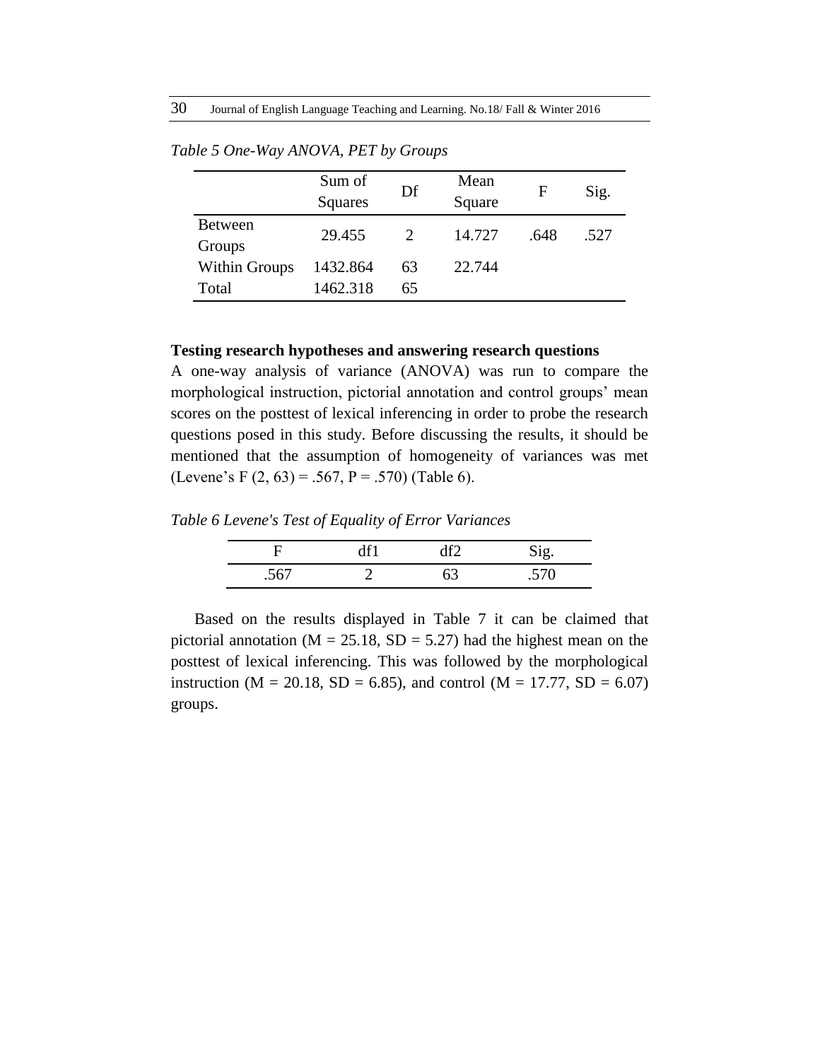*Table 5 One-Way ANOVA, PET by Groups*

| | Sum of Squares | Df | Mean Square | F | Sig. |
|---|---|---|---|---|---|
| Between Groups | 29.455 | 2 | 14.727 | .648 | .527 |
| Within Groups | 1432.864 | 63 | 22.744 | | |
| Total | 1462.318 | 65 | | | |

**Testing research hypotheses and answering research questions**

A one-way analysis of variance (ANOVA) was run to compare the morphological instruction, pictorial annotation and control groups' mean scores on the posttest of lexical inferencing in order to probe the research questions posed in this study. Before discussing the results, it should be mentioned that the assumption of homogeneity of variances was met (Levene's $F(2, 63) = .567$, $P = .570$) (Table 6).

*Table 6 Levene's Test of Equality of Error Variances*

| F | df1 | df2 | Sig. |
|---|---|---|---|
| .567 | 2 | 63 | .570 |

Based on the results displayed in Table 7 it can be claimed that pictorial annotation ($M = 25.18$, $SD = 5.27$) had the highest mean on the posttest of lexical inferencing. This was followed by the morphological instruction ($M = 20.18$, $SD = 6.85$), and control ($M = 17.77$, $SD = 6.07$) groups.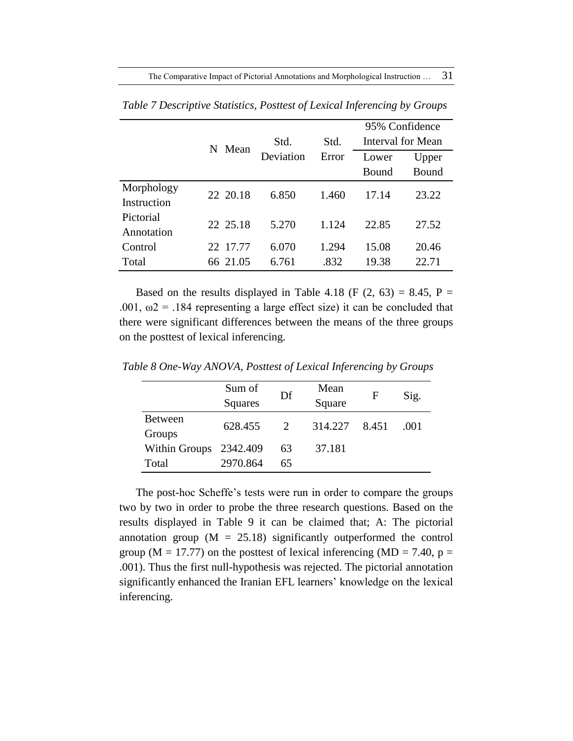*Table 7 Descriptive Statistics, Posttest of Lexical Inferencing by Groups*

| | N | Mean | Std. Deviation | Std. Error | 95% Confidence Interval for Mean | |
|---|---|---|---|---|---|---|
| | | | | | Lower Bound | Upper Bound |
| Morphology Instruction | 22 | 20.18 | 6.850 | 1.460 | 17.14 | 23.22 |
| Pictorial Annotation | 22 | 25.18 | 5.270 | 1.124 | 22.85 | 27.52 |
| Control | 22 | 17.77 | 6.070 | 1.294 | 15.08 | 20.46 |
| Total | 66 | 21.05 | 6.761 | .832 | 19.38 | 22.71 |

Based on the results displayed in Table 4.18 ($F (2, 63) = 8.45$, $P = .001$, $\omega 2 = .184$ representing a large effect size) it can be concluded that there were significant differences between the means of the three groups on the posttest of lexical inferencing.

*Table 8 One-Way ANOVA, Posttest of Lexical Inferencing by Groups*

| | Sum of Squares | Df | Mean Square | F | Sig. |
|---|---|---|---|---|---|
| Between Groups | 628.455 | 2 | 314.227 | 8.451 | .001 |
| Within Groups | 2342.409 | 63 | 37.181 | | |
| Total | 2970.864 | 65 | | | |

The post-hoc Scheffe's tests were run in order to compare the groups two by two in order to probe the three research questions. Based on the results displayed in Table 9 it can be claimed that; A: The pictorial annotation group ($M = 25.18$) significantly outperformed the control group ($M = 17.77$) on the posttest of lexical inferencing ($MD = 7.40$, $p = .001$). Thus the first null-hypothesis was rejected. The pictorial annotation significantly enhanced the Iranian EFL learners' knowledge on the lexical inferencing.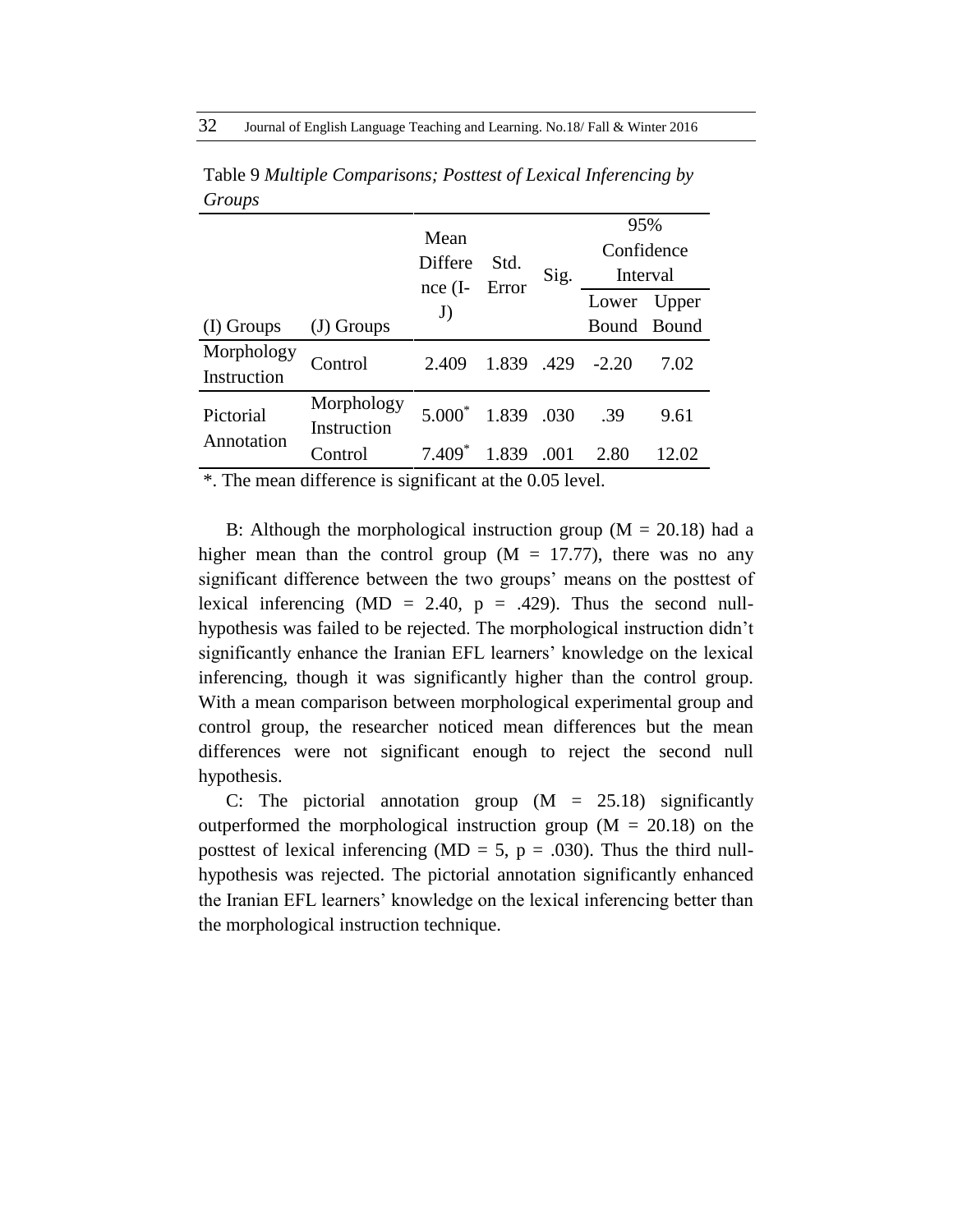Table 9 *Multiple Comparisons; Posttest of Lexical Inferencing by Groups*

| (I) Groups | (J) Groups | Mean Difference (I-J) | Std. Error | Sig. | 95% Confidence Interval | |
|---|---|---|---|---|---|---|
| | | | | | Lower Bound | Upper Bound |
| Morphology Instruction | Control | 2.409 | 1.839 | .429 | -2.20 | 7.02 |
| Pictorial Annotation | Morphology Instruction | 5.000* | 1.839 | .030 | .39 | 9.61 |
| | Control | 7.409* | 1.839 | .001 | 2.80 | 12.02 |

*. The mean difference is significant at the 0.05 level.

B: Although the morphological instruction group (M = 20.18) had a higher mean than the control group (M = 17.77), there was no any significant difference between the two groups' means on the posttest of lexical inferencing (MD = 2.40, p = .429). Thus the second null-hypothesis was failed to be rejected. The morphological instruction didn't significantly enhance the Iranian EFL learners' knowledge on the lexical inferencing, though it was significantly higher than the control group. With a mean comparison between morphological experimental group and control group, the researcher noticed mean differences but the mean differences were not significant enough to reject the second null hypothesis.

C: The pictorial annotation group (M = 25.18) significantly outperformed the morphological instruction group (M = 20.18) on the posttest of lexical inferencing (MD = 5, p = .030). Thus the third null-hypothesis was rejected. The pictorial annotation significantly enhanced the Iranian EFL learners' knowledge on the lexical inferencing better than the morphological instruction technique.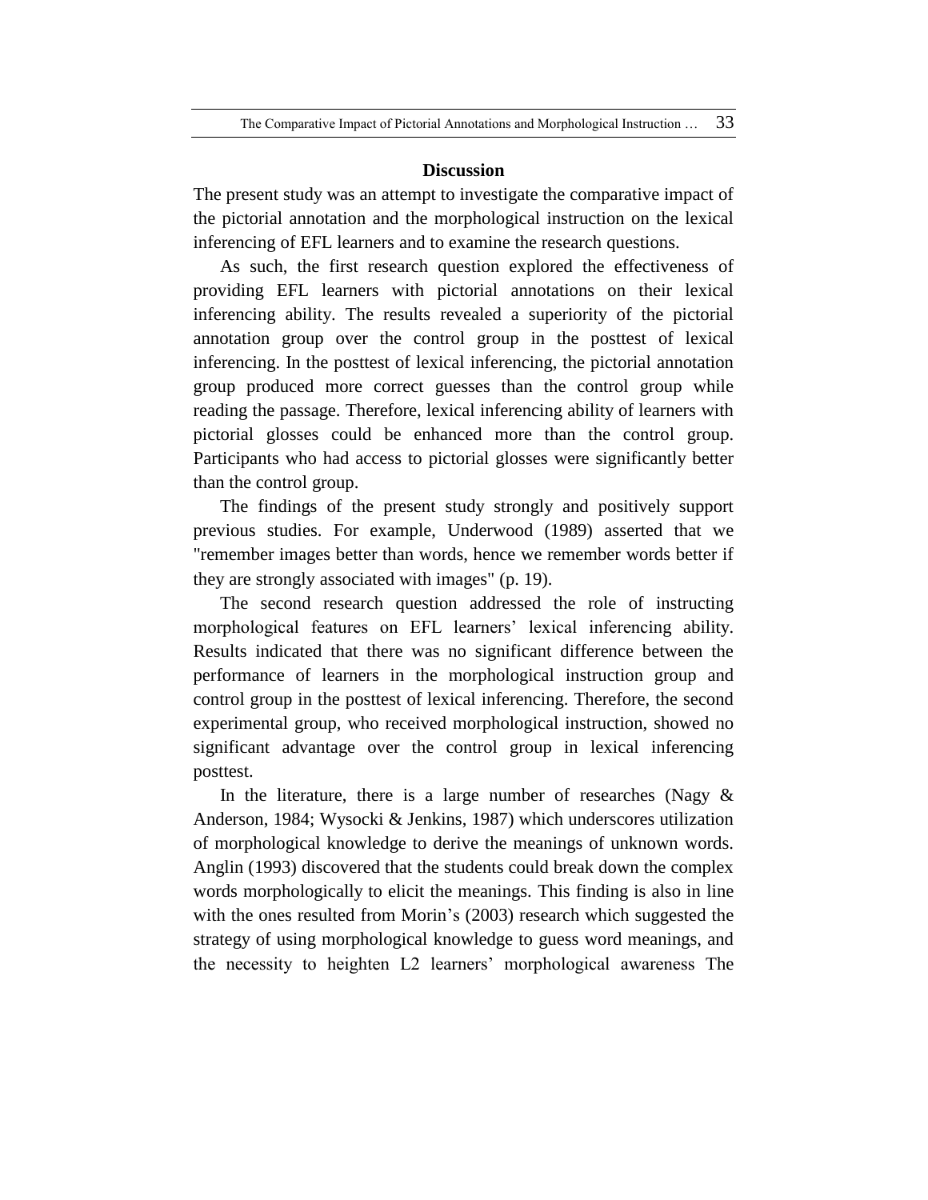## Discussion

The present study was an attempt to investigate the comparative impact of the pictorial annotation and the morphological instruction on the lexical inferencing of EFL learners and to examine the research questions.

As such, the first research question explored the effectiveness of providing EFL learners with pictorial annotations on their lexical inferencing ability. The results revealed a superiority of the pictorial annotation group over the control group in the posttest of lexical inferencing. In the posttest of lexical inferencing, the pictorial annotation group produced more correct guesses than the control group while reading the passage. Therefore, lexical inferencing ability of learners with pictorial glosses could be enhanced more than the control group. Participants who had access to pictorial glosses were significantly better than the control group.

The findings of the present study strongly and positively support previous studies. For example, Underwood (1989) asserted that we "remember images better than words, hence we remember words better if they are strongly associated with images" (p. 19).

The second research question addressed the role of instructing morphological features on EFL learners' lexical inferencing ability. Results indicated that there was no significant difference between the performance of learners in the morphological instruction group and control group in the posttest of lexical inferencing. Therefore, the second experimental group, who received morphological instruction, showed no significant advantage over the control group in lexical inferencing posttest.

In the literature, there is a large number of researches (Nagy & Anderson, 1984; Wysocki & Jenkins, 1987) which underscores utilization of morphological knowledge to derive the meanings of unknown words. Anglin (1993) discovered that the students could break down the complex words morphologically to elicit the meanings. This finding is also in line with the ones resulted from Morin's (2003) research which suggested the strategy of using morphological knowledge to guess word meanings, and the necessity to heighten L2 learners' morphological awareness The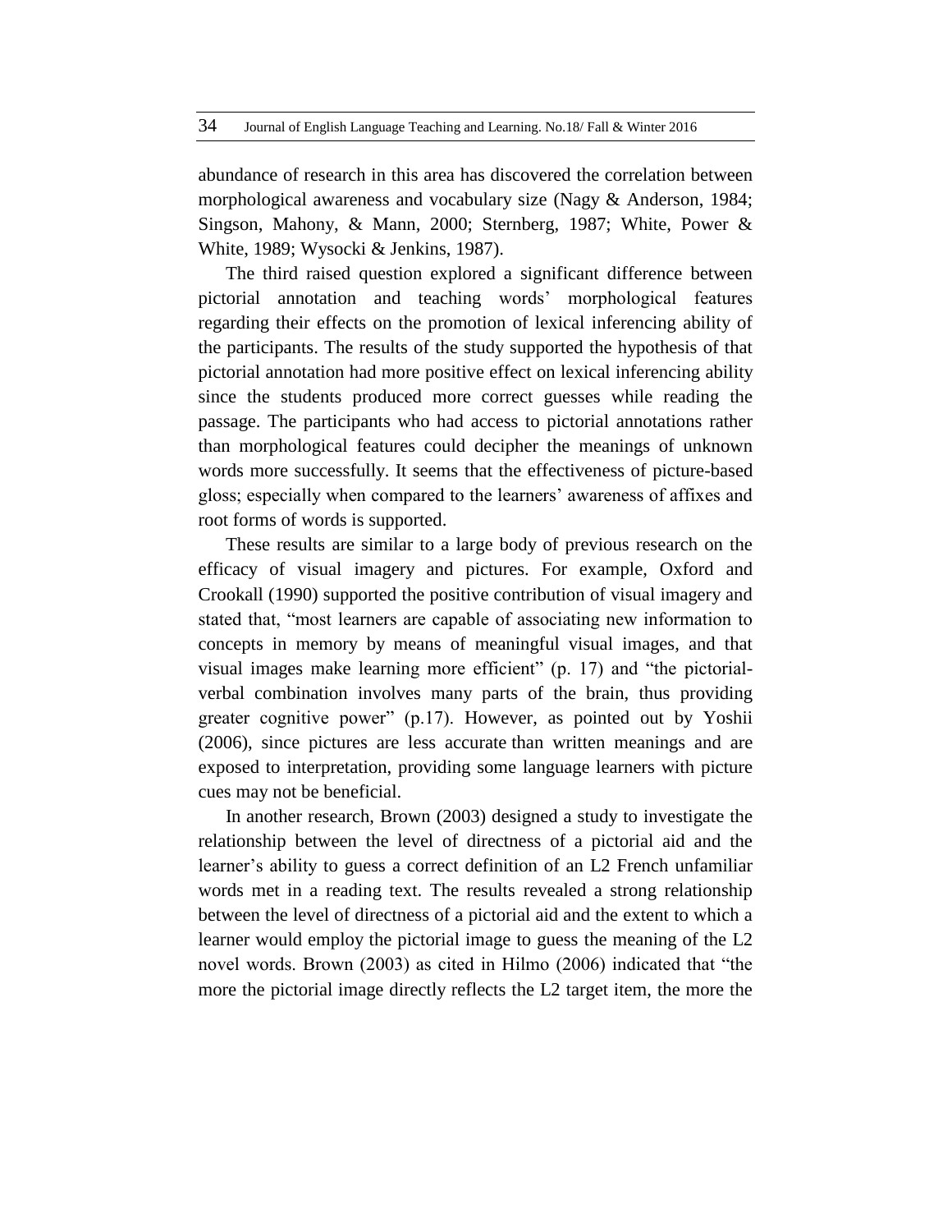abundance of research in this area has discovered the correlation between morphological awareness and vocabulary size (Nagy & Anderson, 1984; Singson, Mahony, & Mann, 2000; Sternberg, 1987; White, Power & White, 1989; Wysocki & Jenkins, 1987).

The third raised question explored a significant difference between pictorial annotation and teaching words' morphological features regarding their effects on the promotion of lexical inferencing ability of the participants. The results of the study supported the hypothesis of that pictorial annotation had more positive effect on lexical inferencing ability since the students produced more correct guesses while reading the passage. The participants who had access to pictorial annotations rather than morphological features could decipher the meanings of unknown words more successfully. It seems that the effectiveness of picture-based gloss; especially when compared to the learners' awareness of affixes and root forms of words is supported.

These results are similar to a large body of previous research on the efficacy of visual imagery and pictures. For example, Oxford and Crookall (1990) supported the positive contribution of visual imagery and stated that, "most learners are capable of associating new information to concepts in memory by means of meaningful visual images, and that visual images make learning more efficient" (p. 17) and "the pictorial-verbal combination involves many parts of the brain, thus providing greater cognitive power" (p.17). However, as pointed out by Yoshii (2006), since pictures are less accurate than written meanings and are exposed to interpretation, providing some language learners with picture cues may not be beneficial.

In another research, Brown (2003) designed a study to investigate the relationship between the level of directness of a pictorial aid and the learner's ability to guess a correct definition of an L2 French unfamiliar words met in a reading text. The results revealed a strong relationship between the level of directness of a pictorial aid and the extent to which a learner would employ the pictorial image to guess the meaning of the L2 novel words. Brown (2003) as cited in Hilmo (2006) indicated that "the more the pictorial image directly reflects the L2 target item, the more the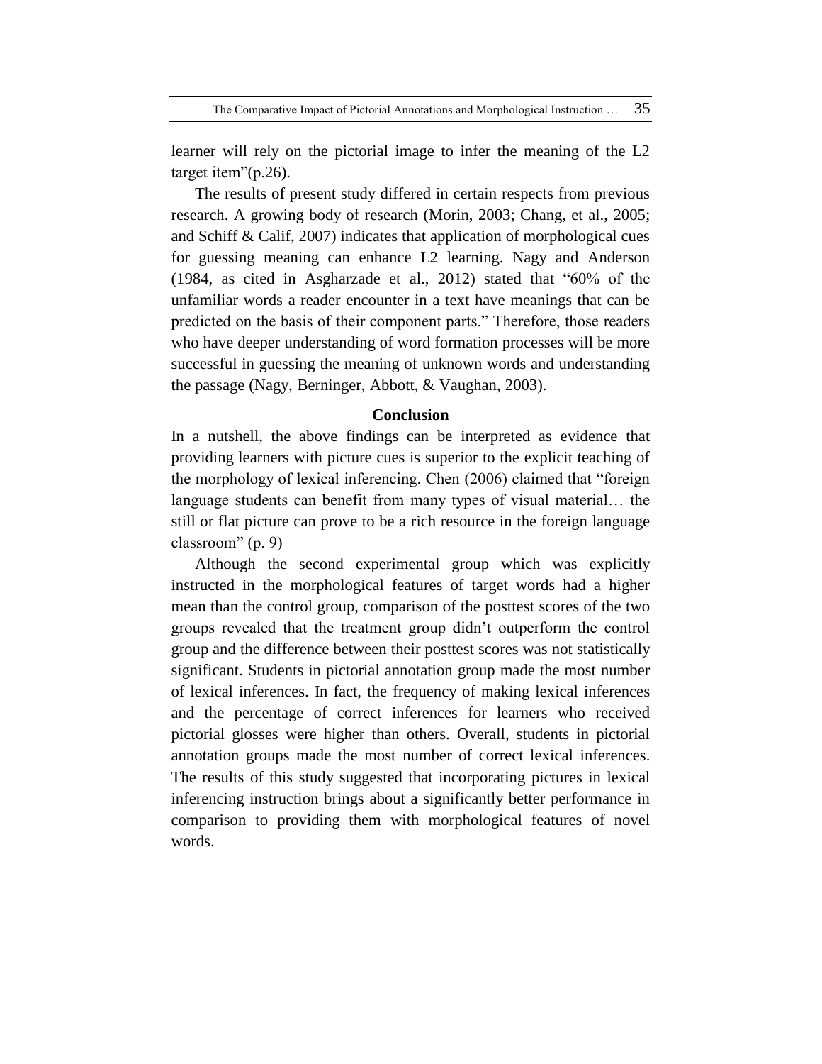learner will rely on the pictorial image to infer the meaning of the L2 target item"(p.26).

The results of present study differed in certain respects from previous research. A growing body of research (Morin, 2003; Chang, et al., 2005; and Schiff & Calif, 2007) indicates that application of morphological cues for guessing meaning can enhance L2 learning. Nagy and Anderson (1984, as cited in Asgharzade et al., 2012) stated that "60% of the unfamiliar words a reader encounter in a text have meanings that can be predicted on the basis of their component parts." Therefore, those readers who have deeper understanding of word formation processes will be more successful in guessing the meaning of unknown words and understanding the passage (Nagy, Berninger, Abbott, & Vaughan, 2003).

## Conclusion

In a nutshell, the above findings can be interpreted as evidence that providing learners with picture cues is superior to the explicit teaching of the morphology of lexical inferencing. Chen (2006) claimed that "foreign language students can benefit from many types of visual material… the still or flat picture can prove to be a rich resource in the foreign language classroom" (p. 9)

Although the second experimental group which was explicitly instructed in the morphological features of target words had a higher mean than the control group, comparison of the posttest scores of the two groups revealed that the treatment group didn't outperform the control group and the difference between their posttest scores was not statistically significant. Students in pictorial annotation group made the most number of lexical inferences. In fact, the frequency of making lexical inferences and the percentage of correct inferences for learners who received pictorial glosses were higher than others. Overall, students in pictorial annotation groups made the most number of correct lexical inferences. The results of this study suggested that incorporating pictures in lexical inferencing instruction brings about a significantly better performance in comparison to providing them with morphological features of novel words.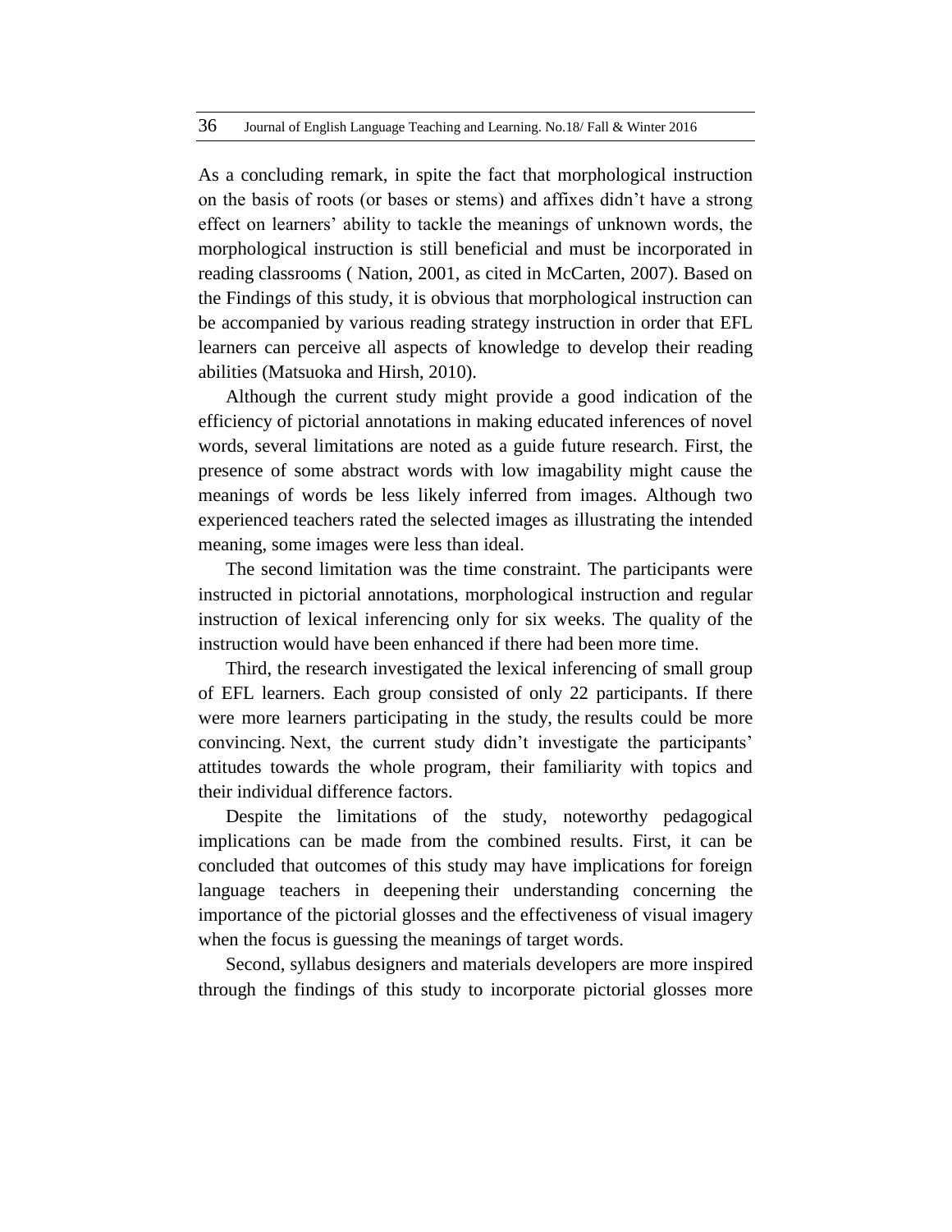As a concluding remark, in spite the fact that morphological instruction on the basis of roots (or bases or stems) and affixes didn't have a strong effect on learners' ability to tackle the meanings of unknown words, the morphological instruction is still beneficial and must be incorporated in reading classrooms ( Nation, 2001, as cited in McCarten, 2007). Based on the Findings of this study, it is obvious that morphological instruction can be accompanied by various reading strategy instruction in order that EFL learners can perceive all aspects of knowledge to develop their reading abilities (Matsuoka and Hirsh, 2010).

Although the current study might provide a good indication of the efficiency of pictorial annotations in making educated inferences of novel words, several limitations are noted as a guide future research. First, the presence of some abstract words with low imagability might cause the meanings of words be less likely inferred from images. Although two experienced teachers rated the selected images as illustrating the intended meaning, some images were less than ideal.

The second limitation was the time constraint. The participants were instructed in pictorial annotations, morphological instruction and regular instruction of lexical inferencing only for six weeks. The quality of the instruction would have been enhanced if there had been more time.

Third, the research investigated the lexical inferencing of small group of EFL learners. Each group consisted of only 22 participants. If there were more learners participating in the study, the results could be more convincing. Next, the current study didn't investigate the participants' attitudes towards the whole program, their familiarity with topics and their individual difference factors.

Despite the limitations of the study, noteworthy pedagogical implications can be made from the combined results. First, it can be concluded that outcomes of this study may have implications for foreign language teachers in deepening their understanding concerning the importance of the pictorial glosses and the effectiveness of visual imagery when the focus is guessing the meanings of target words.

Second, syllabus designers and materials developers are more inspired through the findings of this study to incorporate pictorial glosses more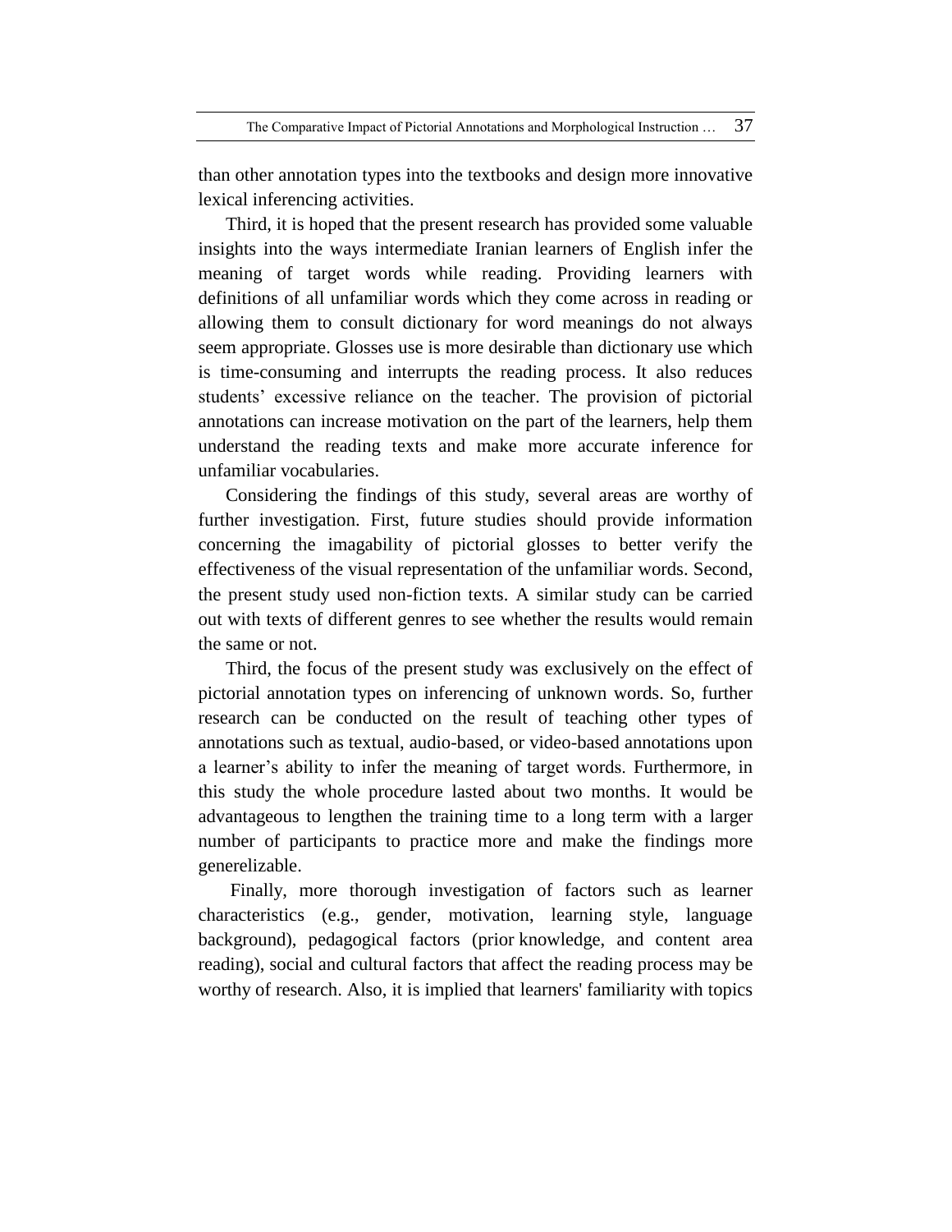than other annotation types into the textbooks and design more innovative lexical inferencing activities.

Third, it is hoped that the present research has provided some valuable insights into the ways intermediate Iranian learners of English infer the meaning of target words while reading. Providing learners with definitions of all unfamiliar words which they come across in reading or allowing them to consult dictionary for word meanings do not always seem appropriate. Glosses use is more desirable than dictionary use which is time-consuming and interrupts the reading process. It also reduces students' excessive reliance on the teacher. The provision of pictorial annotations can increase motivation on the part of the learners, help them understand the reading texts and make more accurate inference for unfamiliar vocabularies.

Considering the findings of this study, several areas are worthy of further investigation. First, future studies should provide information concerning the imagability of pictorial glosses to better verify the effectiveness of the visual representation of the unfamiliar words. Second, the present study used non-fiction texts. A similar study can be carried out with texts of different genres to see whether the results would remain the same or not.

Third, the focus of the present study was exclusively on the effect of pictorial annotation types on inferencing of unknown words. So, further research can be conducted on the result of teaching other types of annotations such as textual, audio-based, or video-based annotations upon a learner's ability to infer the meaning of target words. Furthermore, in this study the whole procedure lasted about two months. It would be advantageous to lengthen the training time to a long term with a larger number of participants to practice more and make the findings more generelizable.

Finally, more thorough investigation of factors such as learner characteristics (e.g., gender, motivation, learning style, language background), pedagogical factors (prior knowledge, and content area reading), social and cultural factors that affect the reading process may be worthy of research. Also, it is implied that learners' familiarity with topics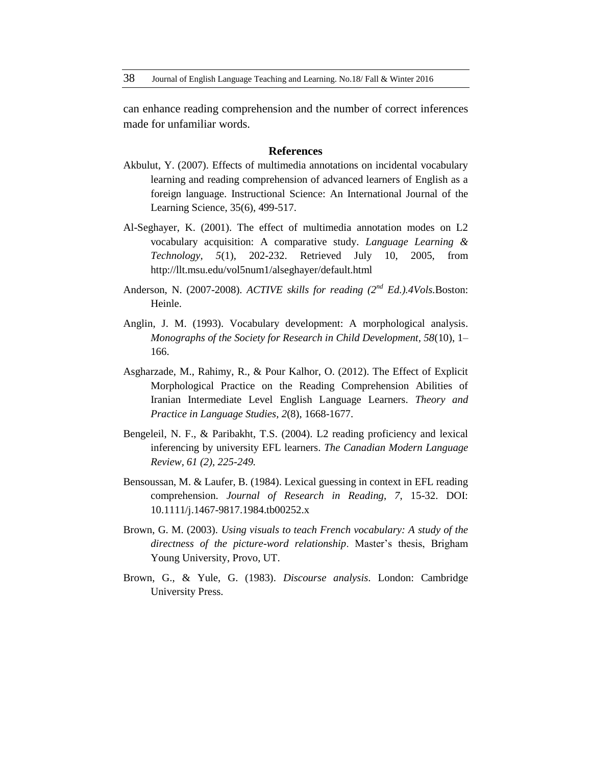can enhance reading comprehension and the number of correct inferences made for unfamiliar words.

## References

Akbulut, Y. (2007). Effects of multimedia annotations on incidental vocabulary learning and reading comprehension of advanced learners of English as a foreign language. Instructional Science: An International Journal of the Learning Science, 35(6), 499-517.

Al-Seghayer, K. (2001). The effect of multimedia annotation modes on L2 vocabulary acquisition: A comparative study. *Language Learning & Technology, 5*(1), 202-232. Retrieved July 10, 2005, from http://llt.msu.edu/vol5num1/alseghayer/default.html

Anderson, N. (2007-2008). *ACTIVE skills for reading (2nd Ed.).4Vols.*Boston: Heinle.

Anglin, J. M. (1993). Vocabulary development: A morphological analysis. *Monographs of the Society for Research in Child Development, 58*(10), 1–166.

Asgharzade, M., Rahimy, R., & Pour Kalhor, O. (2012). The Effect of Explicit Morphological Practice on the Reading Comprehension Abilities of Iranian Intermediate Level English Language Learners. *Theory and Practice in Language Studies, 2*(8), 1668-1677.

Bengeleil, N. F., & Paribakht, T.S. (2004). L2 reading proficiency and lexical inferencing by university EFL learners. *The Canadian Modern Language Review, 61 (2), 225-249.*

Bensoussan, M. & Laufer, B. (1984). Lexical guessing in context in EFL reading comprehension. *Journal of Research in Reading, 7*, 15-32. DOI: 10.1111/j.1467-9817.1984.tb00252.x

Brown, G. M. (2003). *Using visuals to teach French vocabulary: A study of the directness of the picture-word relationship*. Master's thesis, Brigham Young University, Provo, UT.

Brown, G., & Yule, G. (1983). *Discourse analysis*. London: Cambridge University Press.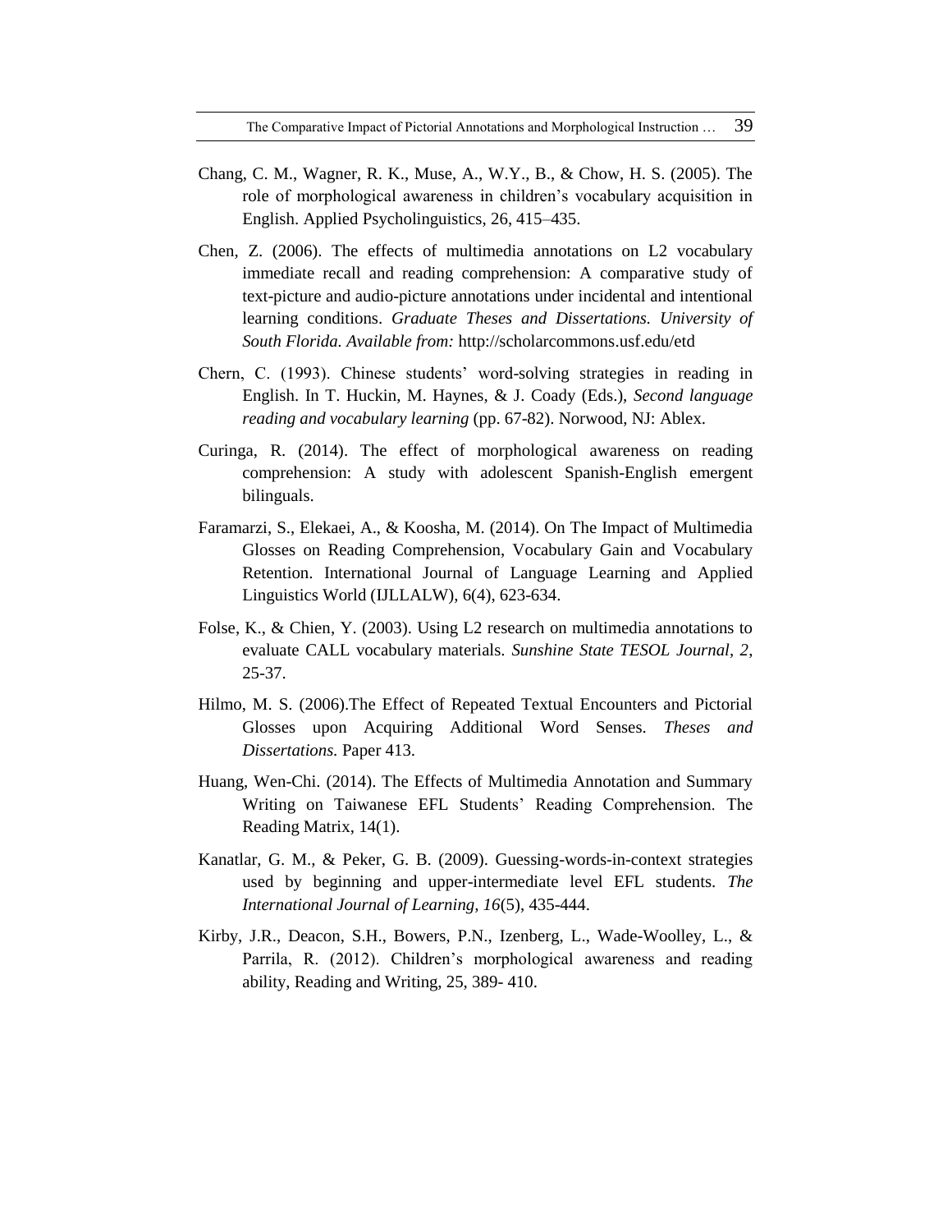Chang, C. M., Wagner, R. K., Muse, A., W.Y., B., & Chow, H. S. (2005). The role of morphological awareness in children's vocabulary acquisition in English. Applied Psycholinguistics, 26, 415–435.

Chen, Z. (2006). The effects of multimedia annotations on L2 vocabulary immediate recall and reading comprehension: A comparative study of text-picture and audio-picture annotations under incidental and intentional learning conditions. *Graduate Theses and Dissertations. University of South Florida. Available from:* http://scholarcommons.usf.edu/etd

Chern, C. (1993). Chinese students' word-solving strategies in reading in English. In T. Huckin, M. Haynes, & J. Coady (Eds.), *Second language reading and vocabulary learning* (pp. 67-82). Norwood, NJ: Ablex.

Curinga, R. (2014). The effect of morphological awareness on reading comprehension: A study with adolescent Spanish-English emergent bilinguals.

Faramarzi, S., Elekaei, A., & Koosha, M. (2014). On The Impact of Multimedia Glosses on Reading Comprehension, Vocabulary Gain and Vocabulary Retention. International Journal of Language Learning and Applied Linguistics World (IJLLALW), 6(4), 623-634.

Folse, K., & Chien, Y. (2003). Using L2 research on multimedia annotations to evaluate CALL vocabulary materials. *Sunshine State TESOL Journal, 2*, 25-37.

Hilmo, M. S. (2006).The Effect of Repeated Textual Encounters and Pictorial Glosses upon Acquiring Additional Word Senses. *Theses and Dissertations.* Paper 413.

Huang, Wen-Chi. (2014). The Effects of Multimedia Annotation and Summary Writing on Taiwanese EFL Students' Reading Comprehension. The Reading Matrix, 14(1).

Kanatlar, G. M., & Peker, G. B. (2009). Guessing-words-in-context strategies used by beginning and upper-intermediate level EFL students. *The International Journal of Learning, 16*(5), 435-444.

Kirby, J.R., Deacon, S.H., Bowers, P.N., Izenberg, L., Wade-Woolley, L., & Parrila, R. (2012). Children's morphological awareness and reading ability, Reading and Writing, 25, 389- 410.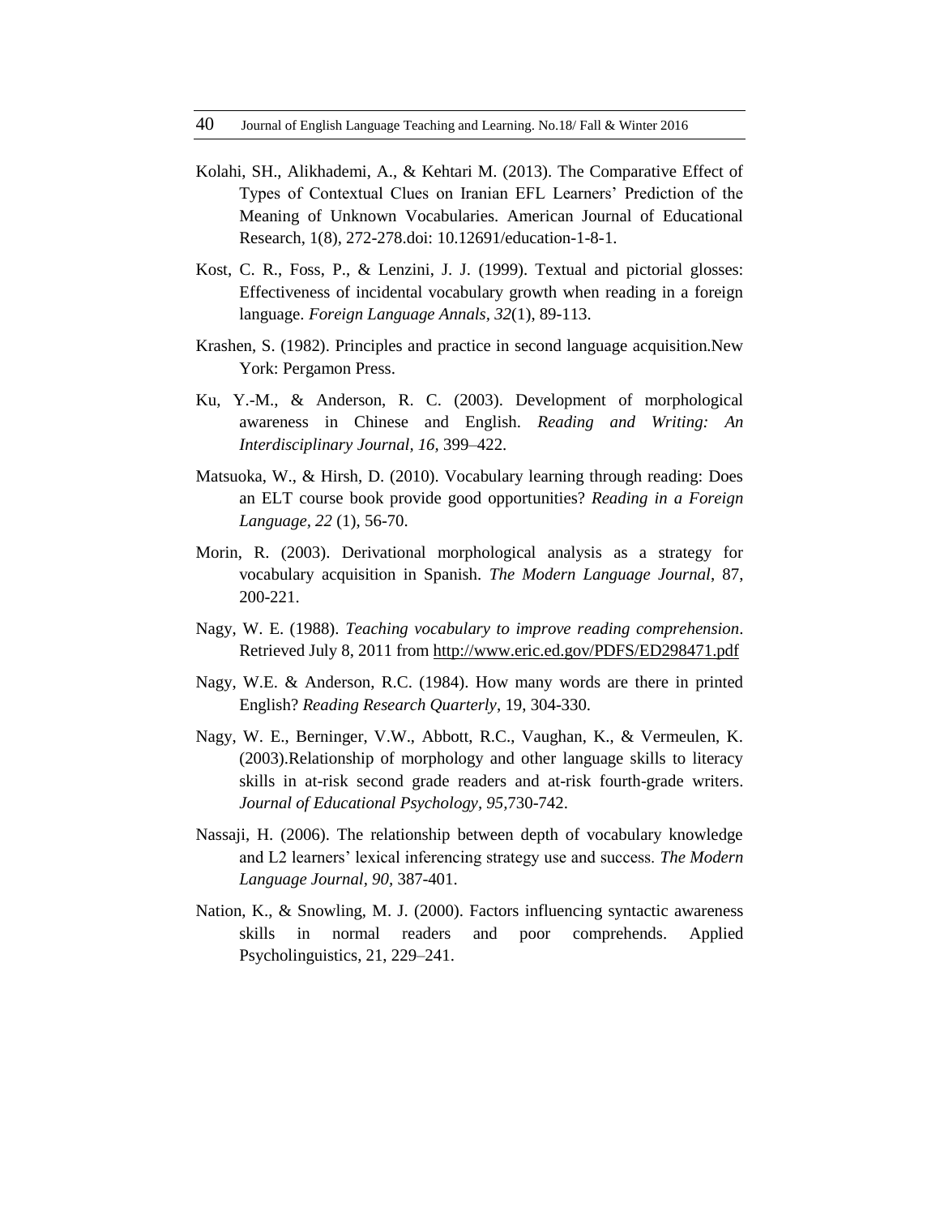Kolahi, SH., Alikhademi, A., & Kehtari M. (2013). The Comparative Effect of Types of Contextual Clues on Iranian EFL Learners' Prediction of the Meaning of Unknown Vocabularies. American Journal of Educational Research, 1(8), 272-278.doi: 10.12691/education-1-8-1.

Kost, C. R., Foss, P., & Lenzini, J. J. (1999). Textual and pictorial glosses: Effectiveness of incidental vocabulary growth when reading in a foreign language. *Foreign Language Annals*, *32*(1), 89-113.

Krashen, S. (1982). Principles and practice in second language acquisition.New York: Pergamon Press.

Ku, Y.-M., & Anderson, R. C. (2003). Development of morphological awareness in Chinese and English. *Reading and Writing: An Interdisciplinary Journal, 16,* 399–422.

Matsuoka, W., & Hirsh, D. (2010). Vocabulary learning through reading: Does an ELT course book provide good opportunities? *Reading in a Foreign Language, 22* (1), 56-70.

Morin, R. (2003). Derivational morphological analysis as a strategy for vocabulary acquisition in Spanish. *The Modern Language Journal*, 87, 200-221.

Nagy, W. E. (1988). *Teaching vocabulary to improve reading comprehension*. Retrieved July 8, 2011 from http://www.eric.ed.gov/PDFS/ED298471.pdf

Nagy, W.E. & Anderson, R.C. (1984). How many words are there in printed English? *Reading Research Quarterly*, 19, 304-330.

Nagy, W. E., Berninger, V.W., Abbott, R.C., Vaughan, K., & Vermeulen, K. (2003).Relationship of morphology and other language skills to literacy skills in at-risk second grade readers and at-risk fourth-grade writers. *Journal of Educational Psychology, 95,*730-742.

Nassaji, H. (2006). The relationship between depth of vocabulary knowledge and L2 learners' lexical inferencing strategy use and success. *The Modern Language Journal, 90,* 387-401.

Nation, K., & Snowling, M. J. (2000). Factors influencing syntactic awareness skills in normal readers and poor comprehends. Applied Psycholinguistics, 21, 229–241.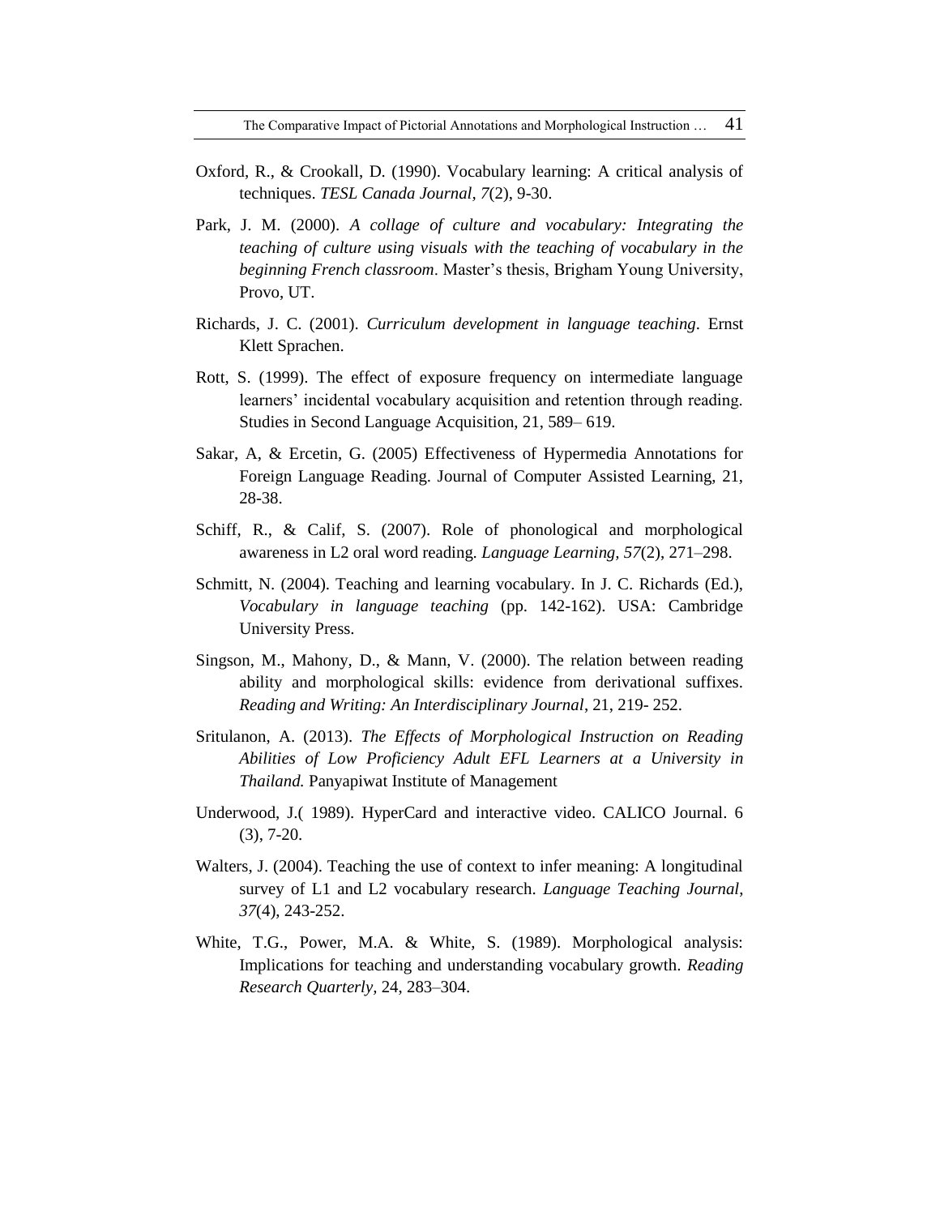Oxford, R., & Crookall, D. (1990). Vocabulary learning: A critical analysis of techniques. *TESL Canada Journal*, *7*(2), 9-30.

Park, J. M. (2000). *A collage of culture and vocabulary: Integrating the teaching of culture using visuals with the teaching of vocabulary in the beginning French classroom*. Master's thesis, Brigham Young University, Provo, UT.

Richards, J. C. (2001). *Curriculum development in language teaching*. Ernst Klett Sprachen.

Rott, S. (1999). The effect of exposure frequency on intermediate language learners' incidental vocabulary acquisition and retention through reading. Studies in Second Language Acquisition, 21, 589– 619.

Sakar, A, & Ercetin, G. (2005) Effectiveness of Hypermedia Annotations for Foreign Language Reading. Journal of Computer Assisted Learning, 21, 28-38.

Schiff, R., & Calif, S. (2007). Role of phonological and morphological awareness in L2 oral word reading. *Language Learning, 57*(2), 271–298.

Schmitt, N. (2004). Teaching and learning vocabulary. In J. C. Richards (Ed.), *Vocabulary in language teaching* (pp. 142-162). USA: Cambridge University Press.

Singson, M., Mahony, D., & Mann, V. (2000). The relation between reading ability and morphological skills: evidence from derivational suffixes. *Reading and Writing: An Interdisciplinary Journal*, 21, 219- 252.

Sritulanon, A. (2013). *The Effects of Morphological Instruction on Reading Abilities of Low Proficiency Adult EFL Learners at a University in Thailand.* Panyapiwat Institute of Management

Underwood, J.( 1989). HyperCard and interactive video. CALICO Journal. 6 (3), 7-20.

Walters, J. (2004). Teaching the use of context to infer meaning: A longitudinal survey of L1 and L2 vocabulary research. *Language Teaching Journal*, *37*(4), 243-252.

White, T.G., Power, M.A. & White, S. (1989). Morphological analysis: Implications for teaching and understanding vocabulary growth. *Reading Research Quarterly*, 24, 283–304.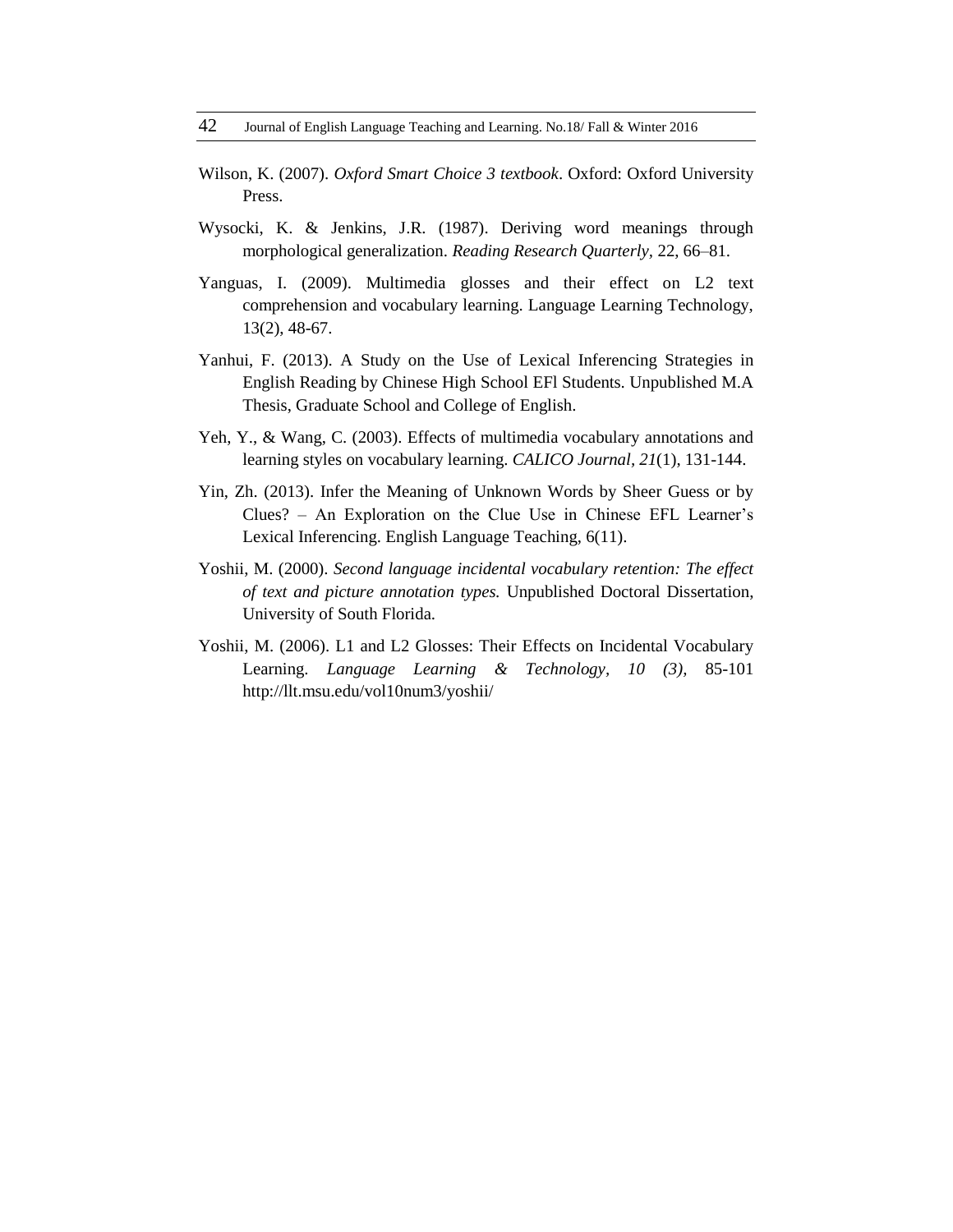Wilson, K. (2007). *Oxford Smart Choice 3 textbook*. Oxford: Oxford University Press.

Wysocki, K. & Jenkins, J.R. (1987). Deriving word meanings through morphological generalization. *Reading Research Quarterly*, 22, 66–81.

Yanguas, I. (2009). Multimedia glosses and their effect on L2 text comprehension and vocabulary learning. Language Learning Technology, 13(2), 48-67.

Yanhui, F. (2013). A Study on the Use of Lexical Inferencing Strategies in English Reading by Chinese High School EFl Students. Unpublished M.A Thesis, Graduate School and College of English.

Yeh, Y., & Wang, C. (2003). Effects of multimedia vocabulary annotations and learning styles on vocabulary learning. *CALICO Journal*, *21*(1), 131-144.

Yin, Zh. (2013). Infer the Meaning of Unknown Words by Sheer Guess or by Clues? – An Exploration on the Clue Use in Chinese EFL Learner's Lexical Inferencing. English Language Teaching, 6(11).

Yoshii, M. (2000). *Second language incidental vocabulary retention: The effect of text and picture annotation types.* Unpublished Doctoral Dissertation, University of South Florida.

Yoshii, M. (2006). L1 and L2 Glosses: Their Effects on Incidental Vocabulary Learning. *Language Learning & Technology, 10 (3),* 85-101 http://llt.msu.edu/vol10num3/yoshii/